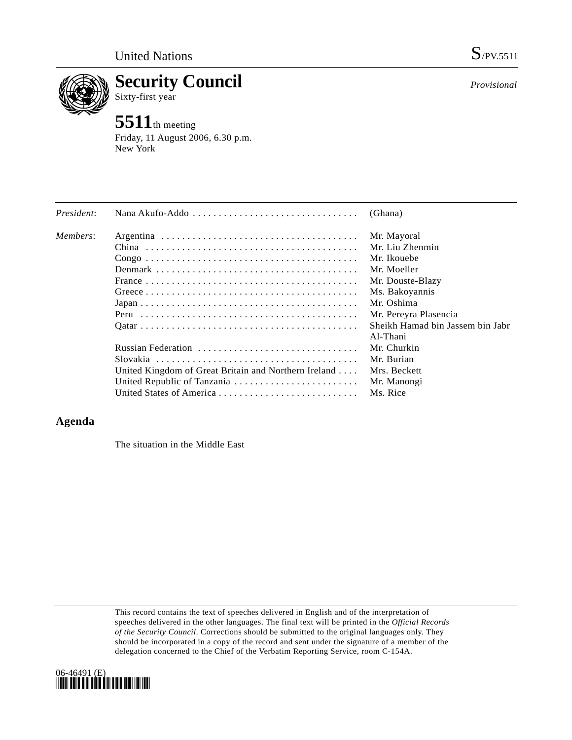United Nations S/PV.5511

# Security Council

Sixty-first year

*Provisional*

## 5511th meeting

Friday, 11 August 2006, 6.30 p.m.
New York

| | | |
|---|---|---|
| *President*: | Nana Akufo-Addo | (Ghana) |
| *Members*: | Argentina | Mr. Mayoral |
| | China | Mr. Liu Zhenmin |
| | Congo | Mr. Ikouebe |
| | Denmark | Mr. Moeller |
| | France | Mr. Douste-Blazy |
| | Greece | Ms. Bakoyannis |
| | Japan | Mr. Oshima |
| | Peru | Mr. Pereyra Plasencia |
| | Qatar | Sheikh Hamad bin Jassem bin Jabr Al-Thani |
| | Russian Federation | Mr. Churkin |
| | Slovakia | Mr. Burian |
| | United Kingdom of Great Britain and Northern Ireland | Mrs. Beckett |
| | United Republic of Tanzania | Mr. Manongi |
| | United States of America | Ms. Rice |

## Agenda

The situation in the Middle East

This record contains the text of speeches delivered in English and of the interpretation of speeches delivered in the other languages. The final text will be printed in the *Official Records of the Security Council*. Corrections should be submitted to the original languages only. They should be incorporated in a copy of the record and sent under the signature of a member of the delegation concerned to the Chief of the Verbatim Reporting Service, room C-154A.

06-46491 (E)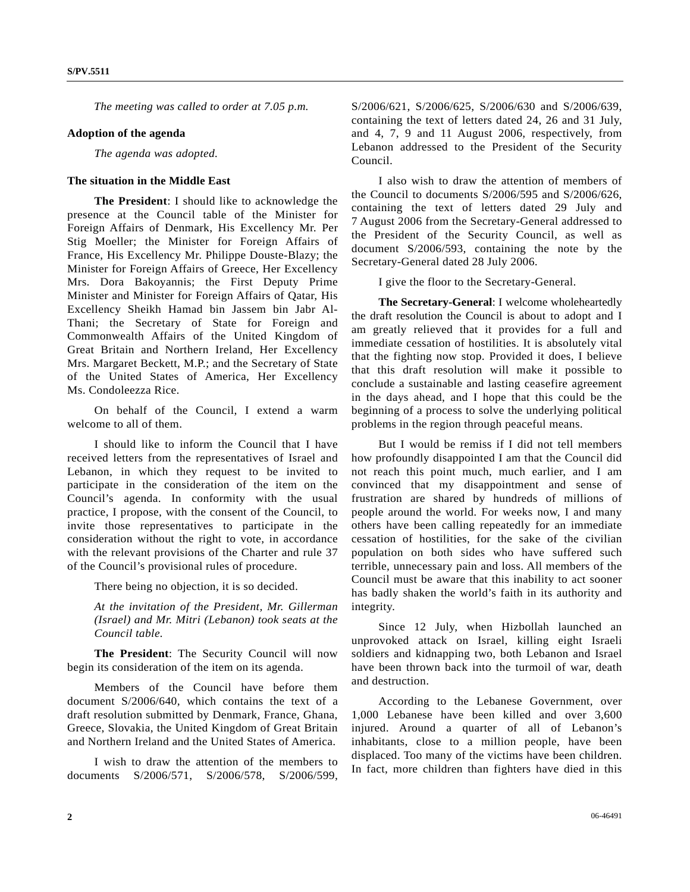*The meeting was called to order at 7.05 p.m.*

**Adoption of the agenda**

*The agenda was adopted.*

**The situation in the Middle East**

**The President**: I should like to acknowledge the presence at the Council table of the Minister for Foreign Affairs of Denmark, His Excellency Mr. Per Stig Moeller; the Minister for Foreign Affairs of France, His Excellency Mr. Philippe Douste-Blazy; the Minister for Foreign Affairs of Greece, Her Excellency Mrs. Dora Bakoyannis; the First Deputy Prime Minister and Minister for Foreign Affairs of Qatar, His Excellency Sheikh Hamad bin Jassem bin Jabr Al-Thani; the Secretary of State for Foreign and Commonwealth Affairs of the United Kingdom of Great Britain and Northern Ireland, Her Excellency Mrs. Margaret Beckett, M.P.; and the Secretary of State of the United States of America, Her Excellency Ms. Condoleezza Rice.

On behalf of the Council, I extend a warm welcome to all of them.

I should like to inform the Council that I have received letters from the representatives of Israel and Lebanon, in which they request to be invited to participate in the consideration of the item on the Council's agenda. In conformity with the usual practice, I propose, with the consent of the Council, to invite those representatives to participate in the consideration without the right to vote, in accordance with the relevant provisions of the Charter and rule 37 of the Council's provisional rules of procedure.

There being no objection, it is so decided.

*At the invitation of the President, Mr. Gillerman (Israel) and Mr. Mitri (Lebanon) took seats at the Council table.*

**The President**: The Security Council will now begin its consideration of the item on its agenda.

Members of the Council have before them document S/2006/640, which contains the text of a draft resolution submitted by Denmark, France, Ghana, Greece, Slovakia, the United Kingdom of Great Britain and Northern Ireland and the United States of America.

I wish to draw the attention of the members to documents S/2006/571, S/2006/578, S/2006/599, S/2006/621, S/2006/625, S/2006/630 and S/2006/639, containing the text of letters dated 24, 26 and 31 July, and 4, 7, 9 and 11 August 2006, respectively, from Lebanon addressed to the President of the Security Council.

I also wish to draw the attention of members of the Council to documents S/2006/595 and S/2006/626, containing the text of letters dated 29 July and 7 August 2006 from the Secretary-General addressed to the President of the Security Council, as well as document S/2006/593, containing the note by the Secretary-General dated 28 July 2006.

I give the floor to the Secretary-General.

**The Secretary-General**: I welcome wholeheartedly the draft resolution the Council is about to adopt and I am greatly relieved that it provides for a full and immediate cessation of hostilities. It is absolutely vital that the fighting now stop. Provided it does, I believe that this draft resolution will make it possible to conclude a sustainable and lasting ceasefire agreement in the days ahead, and I hope that this could be the beginning of a process to solve the underlying political problems in the region through peaceful means.

But I would be remiss if I did not tell members how profoundly disappointed I am that the Council did not reach this point much, much earlier, and I am convinced that my disappointment and sense of frustration are shared by hundreds of millions of people around the world. For weeks now, I and many others have been calling repeatedly for an immediate cessation of hostilities, for the sake of the civilian population on both sides who have suffered such terrible, unnecessary pain and loss. All members of the Council must be aware that this inability to act sooner has badly shaken the world's faith in its authority and integrity.

Since 12 July, when Hizbollah launched an unprovoked attack on Israel, killing eight Israeli soldiers and kidnapping two, both Lebanon and Israel have been thrown back into the turmoil of war, death and destruction.

According to the Lebanese Government, over 1,000 Lebanese have been killed and over 3,600 injured. Around a quarter of all of Lebanon's inhabitants, close to a million people, have been displaced. Too many of the victims have been children. In fact, more children than fighters have died in this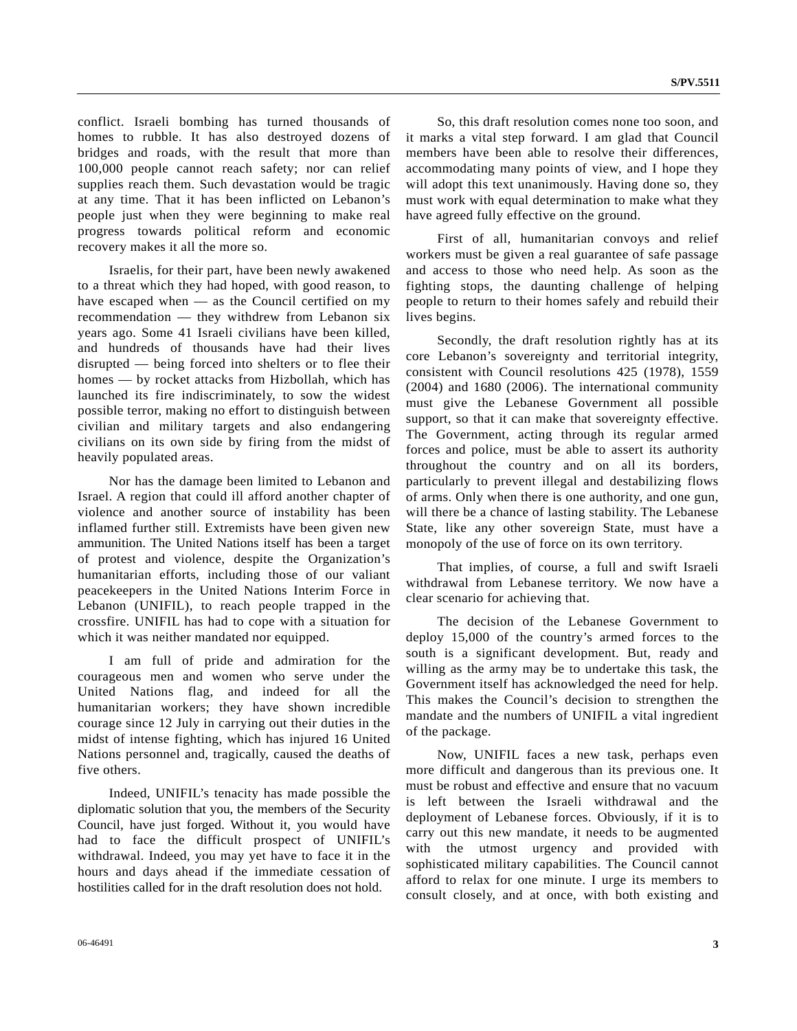conflict. Israeli bombing has turned thousands of homes to rubble. It has also destroyed dozens of bridges and roads, with the result that more than 100,000 people cannot reach safety; nor can relief supplies reach them. Such devastation would be tragic at any time. That it has been inflicted on Lebanon's people just when they were beginning to make real progress towards political reform and economic recovery makes it all the more so.

Israelis, for their part, have been newly awakened to a threat which they had hoped, with good reason, to have escaped when — as the Council certified on my recommendation — they withdrew from Lebanon six years ago. Some 41 Israeli civilians have been killed, and hundreds of thousands have had their lives disrupted — being forced into shelters or to flee their homes — by rocket attacks from Hizbollah, which has launched its fire indiscriminately, to sow the widest possible terror, making no effort to distinguish between civilian and military targets and also endangering civilians on its own side by firing from the midst of heavily populated areas.

Nor has the damage been limited to Lebanon and Israel. A region that could ill afford another chapter of violence and another source of instability has been inflamed further still. Extremists have been given new ammunition. The United Nations itself has been a target of protest and violence, despite the Organization's humanitarian efforts, including those of our valiant peacekeepers in the United Nations Interim Force in Lebanon (UNIFIL), to reach people trapped in the crossfire. UNIFIL has had to cope with a situation for which it was neither mandated nor equipped.

I am full of pride and admiration for the courageous men and women who serve under the United Nations flag, and indeed for all the humanitarian workers; they have shown incredible courage since 12 July in carrying out their duties in the midst of intense fighting, which has injured 16 United Nations personnel and, tragically, caused the deaths of five others.

Indeed, UNIFIL's tenacity has made possible the diplomatic solution that you, the members of the Security Council, have just forged. Without it, you would have had to face the difficult prospect of UNIFIL's withdrawal. Indeed, you may yet have to face it in the hours and days ahead if the immediate cessation of hostilities called for in the draft resolution does not hold.

So, this draft resolution comes none too soon, and it marks a vital step forward. I am glad that Council members have been able to resolve their differences, accommodating many points of view, and I hope they will adopt this text unanimously. Having done so, they must work with equal determination to make what they have agreed fully effective on the ground.

First of all, humanitarian convoys and relief workers must be given a real guarantee of safe passage and access to those who need help. As soon as the fighting stops, the daunting challenge of helping people to return to their homes safely and rebuild their lives begins.

Secondly, the draft resolution rightly has at its core Lebanon's sovereignty and territorial integrity, consistent with Council resolutions 425 (1978), 1559 (2004) and 1680 (2006). The international community must give the Lebanese Government all possible support, so that it can make that sovereignty effective. The Government, acting through its regular armed forces and police, must be able to assert its authority throughout the country and on all its borders, particularly to prevent illegal and destabilizing flows of arms. Only when there is one authority, and one gun, will there be a chance of lasting stability. The Lebanese State, like any other sovereign State, must have a monopoly of the use of force on its own territory.

That implies, of course, a full and swift Israeli withdrawal from Lebanese territory. We now have a clear scenario for achieving that.

The decision of the Lebanese Government to deploy 15,000 of the country's armed forces to the south is a significant development. But, ready and willing as the army may be to undertake this task, the Government itself has acknowledged the need for help. This makes the Council's decision to strengthen the mandate and the numbers of UNIFIL a vital ingredient of the package.

Now, UNIFIL faces a new task, perhaps even more difficult and dangerous than its previous one. It must be robust and effective and ensure that no vacuum is left between the Israeli withdrawal and the deployment of Lebanese forces. Obviously, if it is to carry out this new mandate, it needs to be augmented with the utmost urgency and provided with sophisticated military capabilities. The Council cannot afford to relax for one minute. I urge its members to consult closely, and at once, with both existing and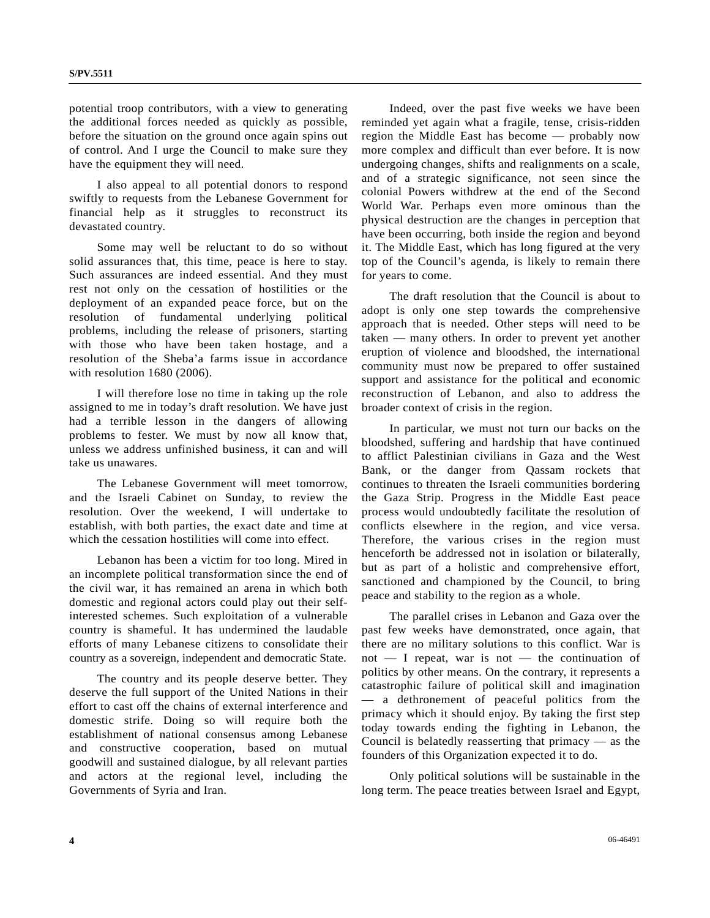potential troop contributors, with a view to generating the additional forces needed as quickly as possible, before the situation on the ground once again spins out of control. And I urge the Council to make sure they have the equipment they will need.

I also appeal to all potential donors to respond swiftly to requests from the Lebanese Government for financial help as it struggles to reconstruct its devastated country.

Some may well be reluctant to do so without solid assurances that, this time, peace is here to stay. Such assurances are indeed essential. And they must rest not only on the cessation of hostilities or the deployment of an expanded peace force, but on the resolution of fundamental underlying political problems, including the release of prisoners, starting with those who have been taken hostage, and a resolution of the Sheba'a farms issue in accordance with resolution 1680 (2006).

I will therefore lose no time in taking up the role assigned to me in today's draft resolution. We have just had a terrible lesson in the dangers of allowing problems to fester. We must by now all know that, unless we address unfinished business, it can and will take us unawares.

The Lebanese Government will meet tomorrow, and the Israeli Cabinet on Sunday, to review the resolution. Over the weekend, I will undertake to establish, with both parties, the exact date and time at which the cessation hostilities will come into effect.

Lebanon has been a victim for too long. Mired in an incomplete political transformation since the end of the civil war, it has remained an arena in which both domestic and regional actors could play out their self-interested schemes. Such exploitation of a vulnerable country is shameful. It has undermined the laudable efforts of many Lebanese citizens to consolidate their country as a sovereign, independent and democratic State.

The country and its people deserve better. They deserve the full support of the United Nations in their effort to cast off the chains of external interference and domestic strife. Doing so will require both the establishment of national consensus among Lebanese and constructive cooperation, based on mutual goodwill and sustained dialogue, by all relevant parties and actors at the regional level, including the Governments of Syria and Iran.

Indeed, over the past five weeks we have been reminded yet again what a fragile, tense, crisis-ridden region the Middle East has become — probably now more complex and difficult than ever before. It is now undergoing changes, shifts and realignments on a scale, and of a strategic significance, not seen since the colonial Powers withdrew at the end of the Second World War. Perhaps even more ominous than the physical destruction are the changes in perception that have been occurring, both inside the region and beyond it. The Middle East, which has long figured at the very top of the Council's agenda, is likely to remain there for years to come.

The draft resolution that the Council is about to adopt is only one step towards the comprehensive approach that is needed. Other steps will need to be taken — many others. In order to prevent yet another eruption of violence and bloodshed, the international community must now be prepared to offer sustained support and assistance for the political and economic reconstruction of Lebanon, and also to address the broader context of crisis in the region.

In particular, we must not turn our backs on the bloodshed, suffering and hardship that have continued to afflict Palestinian civilians in Gaza and the West Bank, or the danger from Qassam rockets that continues to threaten the Israeli communities bordering the Gaza Strip. Progress in the Middle East peace process would undoubtedly facilitate the resolution of conflicts elsewhere in the region, and vice versa. Therefore, the various crises in the region must henceforth be addressed not in isolation or bilaterally, but as part of a holistic and comprehensive effort, sanctioned and championed by the Council, to bring peace and stability to the region as a whole.

The parallel crises in Lebanon and Gaza over the past few weeks have demonstrated, once again, that there are no military solutions to this conflict. War is not — I repeat, war is not — the continuation of politics by other means. On the contrary, it represents a catastrophic failure of political skill and imagination — a dethronement of peaceful politics from the primacy which it should enjoy. By taking the first step today towards ending the fighting in Lebanon, the Council is belatedly reasserting that primacy — as the founders of this Organization expected it to do.

Only political solutions will be sustainable in the long term. The peace treaties between Israel and Egypt,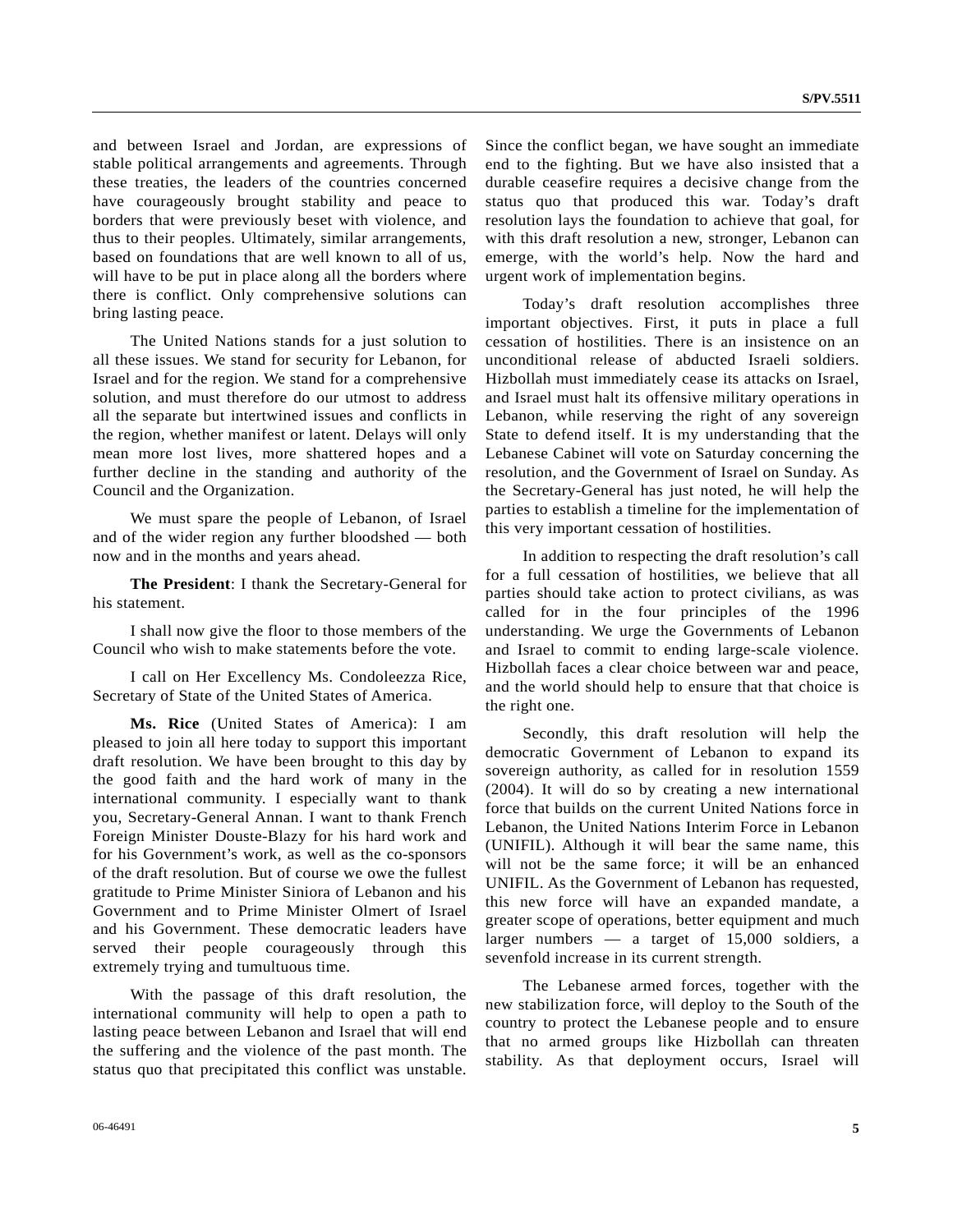and between Israel and Jordan, are expressions of stable political arrangements and agreements. Through these treaties, the leaders of the countries concerned have courageously brought stability and peace to borders that were previously beset with violence, and thus to their peoples. Ultimately, similar arrangements, based on foundations that are well known to all of us, will have to be put in place along all the borders where there is conflict. Only comprehensive solutions can bring lasting peace.

The United Nations stands for a just solution to all these issues. We stand for security for Lebanon, for Israel and for the region. We stand for a comprehensive solution, and must therefore do our utmost to address all the separate but intertwined issues and conflicts in the region, whether manifest or latent. Delays will only mean more lost lives, more shattered hopes and a further decline in the standing and authority of the Council and the Organization.

We must spare the people of Lebanon, of Israel and of the wider region any further bloodshed — both now and in the months and years ahead.

**The President**: I thank the Secretary-General for his statement.

I shall now give the floor to those members of the Council who wish to make statements before the vote.

I call on Her Excellency Ms. Condoleezza Rice, Secretary of State of the United States of America.

**Ms. Rice** (United States of America): I am pleased to join all here today to support this important draft resolution. We have been brought to this day by the good faith and the hard work of many in the international community. I especially want to thank you, Secretary-General Annan. I want to thank French Foreign Minister Douste-Blazy for his hard work and for his Government's work, as well as the co-sponsors of the draft resolution. But of course we owe the fullest gratitude to Prime Minister Siniora of Lebanon and his Government and to Prime Minister Olmert of Israel and his Government. These democratic leaders have served their people courageously through this extremely trying and tumultuous time.

With the passage of this draft resolution, the international community will help to open a path to lasting peace between Lebanon and Israel that will end the suffering and the violence of the past month. The status quo that precipitated this conflict was unstable. Since the conflict began, we have sought an immediate end to the fighting. But we have also insisted that a durable ceasefire requires a decisive change from the status quo that produced this war. Today's draft resolution lays the foundation to achieve that goal, for with this draft resolution a new, stronger, Lebanon can emerge, with the world's help. Now the hard and urgent work of implementation begins.

Today's draft resolution accomplishes three important objectives. First, it puts in place a full cessation of hostilities. There is an insistence on an unconditional release of abducted Israeli soldiers. Hizbollah must immediately cease its attacks on Israel, and Israel must halt its offensive military operations in Lebanon, while reserving the right of any sovereign State to defend itself. It is my understanding that the Lebanese Cabinet will vote on Saturday concerning the resolution, and the Government of Israel on Sunday. As the Secretary-General has just noted, he will help the parties to establish a timeline for the implementation of this very important cessation of hostilities.

In addition to respecting the draft resolution's call for a full cessation of hostilities, we believe that all parties should take action to protect civilians, as was called for in the four principles of the 1996 understanding. We urge the Governments of Lebanon and Israel to commit to ending large-scale violence. Hizbollah faces a clear choice between war and peace, and the world should help to ensure that that choice is the right one.

Secondly, this draft resolution will help the democratic Government of Lebanon to expand its sovereign authority, as called for in resolution 1559 (2004). It will do so by creating a new international force that builds on the current United Nations force in Lebanon, the United Nations Interim Force in Lebanon (UNIFIL). Although it will bear the same name, this will not be the same force; it will be an enhanced UNIFIL. As the Government of Lebanon has requested, this new force will have an expanded mandate, a greater scope of operations, better equipment and much larger numbers — a target of 15,000 soldiers, a sevenfold increase in its current strength.

The Lebanese armed forces, together with the new stabilization force, will deploy to the South of the country to protect the Lebanese people and to ensure that no armed groups like Hizbollah can threaten stability. As that deployment occurs, Israel will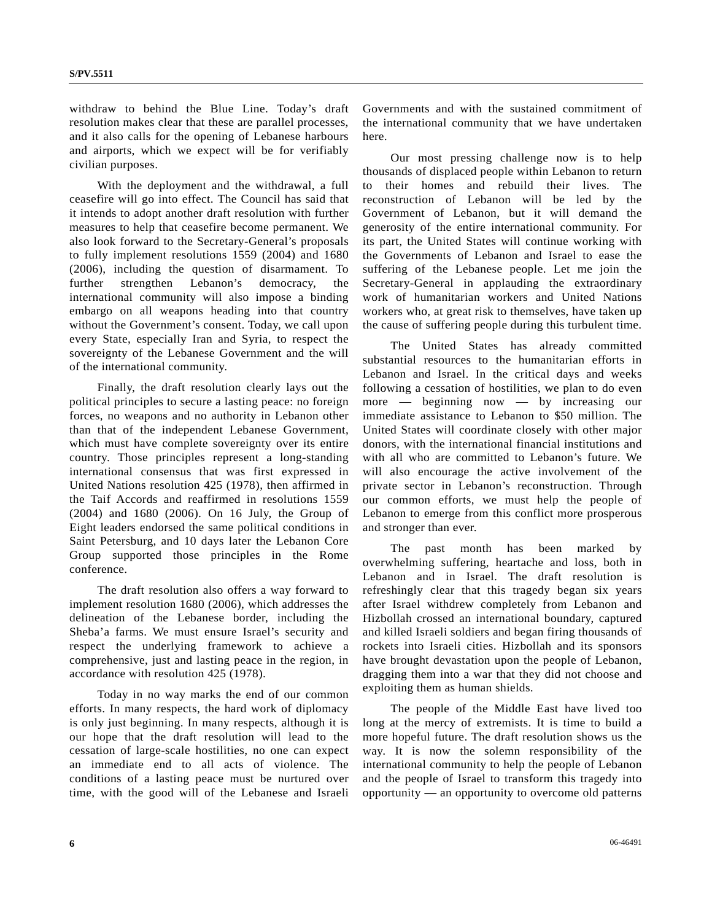withdraw to behind the Blue Line. Today's draft resolution makes clear that these are parallel processes, and it also calls for the opening of Lebanese harbours and airports, which we expect will be for verifiably civilian purposes.

With the deployment and the withdrawal, a full ceasefire will go into effect. The Council has said that it intends to adopt another draft resolution with further measures to help that ceasefire become permanent. We also look forward to the Secretary-General's proposals to fully implement resolutions 1559 (2004) and 1680 (2006), including the question of disarmament. To further strengthen Lebanon's democracy, the international community will also impose a binding embargo on all weapons heading into that country without the Government's consent. Today, we call upon every State, especially Iran and Syria, to respect the sovereignty of the Lebanese Government and the will of the international community.

Finally, the draft resolution clearly lays out the political principles to secure a lasting peace: no foreign forces, no weapons and no authority in Lebanon other than that of the independent Lebanese Government, which must have complete sovereignty over its entire country. Those principles represent a long-standing international consensus that was first expressed in United Nations resolution 425 (1978), then affirmed in the Taif Accords and reaffirmed in resolutions 1559 (2004) and 1680 (2006). On 16 July, the Group of Eight leaders endorsed the same political conditions in Saint Petersburg, and 10 days later the Lebanon Core Group supported those principles in the Rome conference.

The draft resolution also offers a way forward to implement resolution 1680 (2006), which addresses the delineation of the Lebanese border, including the Sheba'a farms. We must ensure Israel's security and respect the underlying framework to achieve a comprehensive, just and lasting peace in the region, in accordance with resolution 425 (1978).

Today in no way marks the end of our common efforts. In many respects, the hard work of diplomacy is only just beginning. In many respects, although it is our hope that the draft resolution will lead to the cessation of large-scale hostilities, no one can expect an immediate end to all acts of violence. The conditions of a lasting peace must be nurtured over time, with the good will of the Lebanese and Israeli Governments and with the sustained commitment of the international community that we have undertaken here.

Our most pressing challenge now is to help thousands of displaced people within Lebanon to return to their homes and rebuild their lives. The reconstruction of Lebanon will be led by the Government of Lebanon, but it will demand the generosity of the entire international community. For its part, the United States will continue working with the Governments of Lebanon and Israel to ease the suffering of the Lebanese people. Let me join the Secretary-General in applauding the extraordinary work of humanitarian workers and United Nations workers who, at great risk to themselves, have taken up the cause of suffering people during this turbulent time.

The United States has already committed substantial resources to the humanitarian efforts in Lebanon and Israel. In the critical days and weeks following a cessation of hostilities, we plan to do even more — beginning now — by increasing our immediate assistance to Lebanon to $50 million. The United States will coordinate closely with other major donors, with the international financial institutions and with all who are committed to Lebanon's future. We will also encourage the active involvement of the private sector in Lebanon's reconstruction. Through our common efforts, we must help the people of Lebanon to emerge from this conflict more prosperous and stronger than ever.

The past month has been marked by overwhelming suffering, heartache and loss, both in Lebanon and in Israel. The draft resolution is refreshingly clear that this tragedy began six years after Israel withdrew completely from Lebanon and Hizbollah crossed an international boundary, captured and killed Israeli soldiers and began firing thousands of rockets into Israeli cities. Hizbollah and its sponsors have brought devastation upon the people of Lebanon, dragging them into a war that they did not choose and exploiting them as human shields.

The people of the Middle East have lived too long at the mercy of extremists. It is time to build a more hopeful future. The draft resolution shows us the way. It is now the solemn responsibility of the international community to help the people of Lebanon and the people of Israel to transform this tragedy into opportunity — an opportunity to overcome old patterns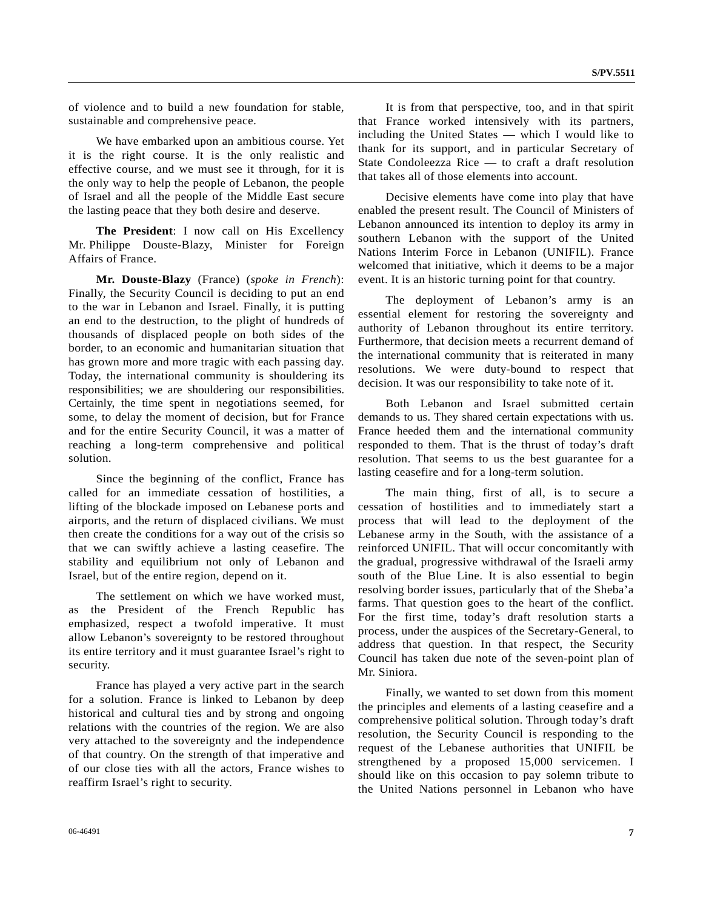of violence and to build a new foundation for stable, sustainable and comprehensive peace.

We have embarked upon an ambitious course. Yet it is the right course. It is the only realistic and effective course, and we must see it through, for it is the only way to help the people of Lebanon, the people of Israel and all the people of the Middle East secure the lasting peace that they both desire and deserve.

**The President**: I now call on His Excellency Mr. Philippe Douste-Blazy, Minister for Foreign Affairs of France.

**Mr. Douste-Blazy** (France) (*spoke in French*): Finally, the Security Council is deciding to put an end to the war in Lebanon and Israel. Finally, it is putting an end to the destruction, to the plight of hundreds of thousands of displaced people on both sides of the border, to an economic and humanitarian situation that has grown more and more tragic with each passing day. Today, the international community is shouldering its responsibilities; we are shouldering our responsibilities. Certainly, the time spent in negotiations seemed, for some, to delay the moment of decision, but for France and for the entire Security Council, it was a matter of reaching a long-term comprehensive and political solution.

Since the beginning of the conflict, France has called for an immediate cessation of hostilities, a lifting of the blockade imposed on Lebanese ports and airports, and the return of displaced civilians. We must then create the conditions for a way out of the crisis so that we can swiftly achieve a lasting ceasefire. The stability and equilibrium not only of Lebanon and Israel, but of the entire region, depend on it.

The settlement on which we have worked must, as the President of the French Republic has emphasized, respect a twofold imperative. It must allow Lebanon's sovereignty to be restored throughout its entire territory and it must guarantee Israel's right to security.

France has played a very active part in the search for a solution. France is linked to Lebanon by deep historical and cultural ties and by strong and ongoing relations with the countries of the region. We are also very attached to the sovereignty and the independence of that country. On the strength of that imperative and of our close ties with all the actors, France wishes to reaffirm Israel's right to security.

It is from that perspective, too, and in that spirit that France worked intensively with its partners, including the United States — which I would like to thank for its support, and in particular Secretary of State Condoleezza Rice — to craft a draft resolution that takes all of those elements into account.

Decisive elements have come into play that have enabled the present result. The Council of Ministers of Lebanon announced its intention to deploy its army in southern Lebanon with the support of the United Nations Interim Force in Lebanon (UNIFIL). France welcomed that initiative, which it deems to be a major event. It is an historic turning point for that country.

The deployment of Lebanon's army is an essential element for restoring the sovereignty and authority of Lebanon throughout its entire territory. Furthermore, that decision meets a recurrent demand of the international community that is reiterated in many resolutions. We were duty-bound to respect that decision. It was our responsibility to take note of it.

Both Lebanon and Israel submitted certain demands to us. They shared certain expectations with us. France heeded them and the international community responded to them. That is the thrust of today's draft resolution. That seems to us the best guarantee for a lasting ceasefire and for a long-term solution.

The main thing, first of all, is to secure a cessation of hostilities and to immediately start a process that will lead to the deployment of the Lebanese army in the South, with the assistance of a reinforced UNIFIL. That will occur concomitantly with the gradual, progressive withdrawal of the Israeli army south of the Blue Line. It is also essential to begin resolving border issues, particularly that of the Sheba'a farms. That question goes to the heart of the conflict. For the first time, today's draft resolution starts a process, under the auspices of the Secretary-General, to address that question. In that respect, the Security Council has taken due note of the seven-point plan of Mr. Siniora.

Finally, we wanted to set down from this moment the principles and elements of a lasting ceasefire and a comprehensive political solution. Through today's draft resolution, the Security Council is responding to the request of the Lebanese authorities that UNIFIL be strengthened by a proposed 15,000 servicemen. I should like on this occasion to pay solemn tribute to the United Nations personnel in Lebanon who have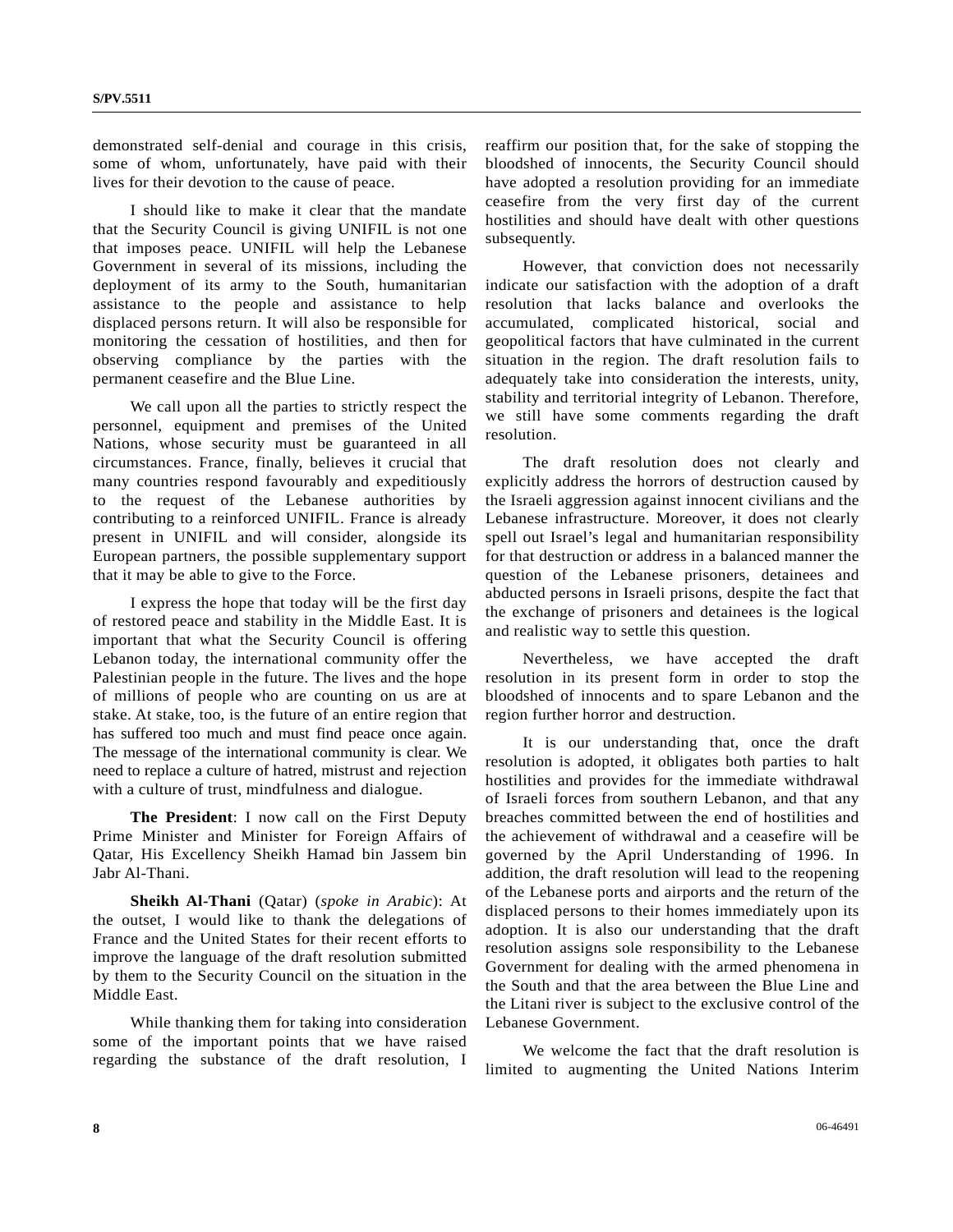demonstrated self-denial and courage in this crisis, some of whom, unfortunately, have paid with their lives for their devotion to the cause of peace.

I should like to make it clear that the mandate that the Security Council is giving UNIFIL is not one that imposes peace. UNIFIL will help the Lebanese Government in several of its missions, including the deployment of its army to the South, humanitarian assistance to the people and assistance to help displaced persons return. It will also be responsible for monitoring the cessation of hostilities, and then for observing compliance by the parties with the permanent ceasefire and the Blue Line.

We call upon all the parties to strictly respect the personnel, equipment and premises of the United Nations, whose security must be guaranteed in all circumstances. France, finally, believes it crucial that many countries respond favourably and expeditiously to the request of the Lebanese authorities by contributing to a reinforced UNIFIL. France is already present in UNIFIL and will consider, alongside its European partners, the possible supplementary support that it may be able to give to the Force.

I express the hope that today will be the first day of restored peace and stability in the Middle East. It is important that what the Security Council is offering Lebanon today, the international community offer the Palestinian people in the future. The lives and the hope of millions of people who are counting on us are at stake. At stake, too, is the future of an entire region that has suffered too much and must find peace once again. The message of the international community is clear. We need to replace a culture of hatred, mistrust and rejection with a culture of trust, mindfulness and dialogue.

**The President**: I now call on the First Deputy Prime Minister and Minister for Foreign Affairs of Qatar, His Excellency Sheikh Hamad bin Jassem bin Jabr Al-Thani.

**Sheikh Al-Thani** (Qatar) (*spoke in Arabic*): At the outset, I would like to thank the delegations of France and the United States for their recent efforts to improve the language of the draft resolution submitted by them to the Security Council on the situation in the Middle East.

While thanking them for taking into consideration some of the important points that we have raised regarding the substance of the draft resolution, I reaffirm our position that, for the sake of stopping the bloodshed of innocents, the Security Council should have adopted a resolution providing for an immediate ceasefire from the very first day of the current hostilities and should have dealt with other questions subsequently.

However, that conviction does not necessarily indicate our satisfaction with the adoption of a draft resolution that lacks balance and overlooks the accumulated, complicated historical, social and geopolitical factors that have culminated in the current situation in the region. The draft resolution fails to adequately take into consideration the interests, unity, stability and territorial integrity of Lebanon. Therefore, we still have some comments regarding the draft resolution.

The draft resolution does not clearly and explicitly address the horrors of destruction caused by the Israeli aggression against innocent civilians and the Lebanese infrastructure. Moreover, it does not clearly spell out Israel's legal and humanitarian responsibility for that destruction or address in a balanced manner the question of the Lebanese prisoners, detainees and abducted persons in Israeli prisons, despite the fact that the exchange of prisoners and detainees is the logical and realistic way to settle this question.

Nevertheless, we have accepted the draft resolution in its present form in order to stop the bloodshed of innocents and to spare Lebanon and the region further horror and destruction.

It is our understanding that, once the draft resolution is adopted, it obligates both parties to halt hostilities and provides for the immediate withdrawal of Israeli forces from southern Lebanon, and that any breaches committed between the end of hostilities and the achievement of withdrawal and a ceasefire will be governed by the April Understanding of 1996. In addition, the draft resolution will lead to the reopening of the Lebanese ports and airports and the return of the displaced persons to their homes immediately upon its adoption. It is also our understanding that the draft resolution assigns sole responsibility to the Lebanese Government for dealing with the armed phenomena in the South and that the area between the Blue Line and the Litani river is subject to the exclusive control of the Lebanese Government.

We welcome the fact that the draft resolution is limited to augmenting the United Nations Interim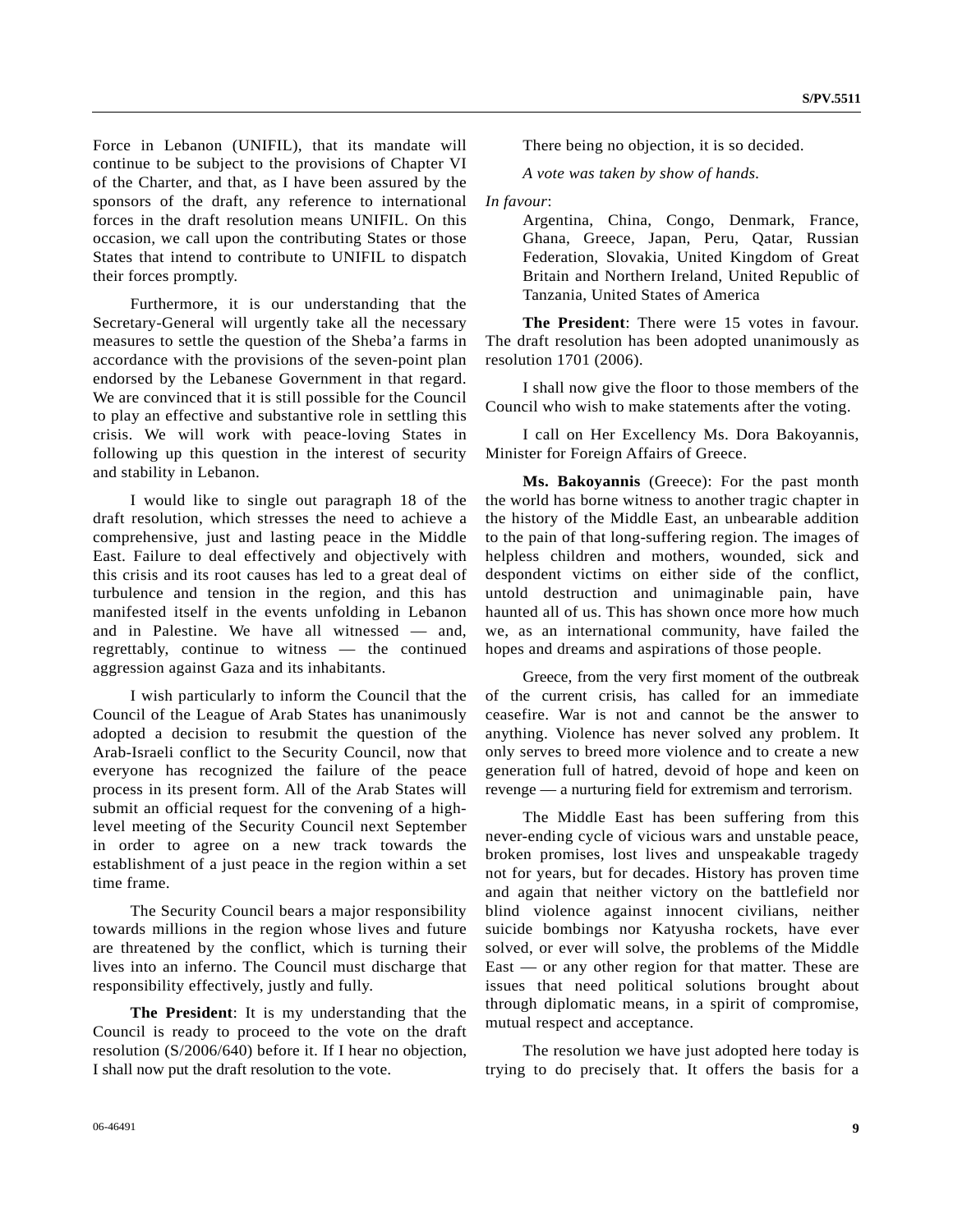Force in Lebanon (UNIFIL), that its mandate will continue to be subject to the provisions of Chapter VI of the Charter, and that, as I have been assured by the sponsors of the draft, any reference to international forces in the draft resolution means UNIFIL. On this occasion, we call upon the contributing States or those States that intend to contribute to UNIFIL to dispatch their forces promptly.

Furthermore, it is our understanding that the Secretary-General will urgently take all the necessary measures to settle the question of the Sheba'a farms in accordance with the provisions of the seven-point plan endorsed by the Lebanese Government in that regard. We are convinced that it is still possible for the Council to play an effective and substantive role in settling this crisis. We will work with peace-loving States in following up this question in the interest of security and stability in Lebanon.

I would like to single out paragraph 18 of the draft resolution, which stresses the need to achieve a comprehensive, just and lasting peace in the Middle East. Failure to deal effectively and objectively with this crisis and its root causes has led to a great deal of turbulence and tension in the region, and this has manifested itself in the events unfolding in Lebanon and in Palestine. We have all witnessed — and, regrettably, continue to witness — the continued aggression against Gaza and its inhabitants.

I wish particularly to inform the Council that the Council of the League of Arab States has unanimously adopted a decision to resubmit the question of the Arab-Israeli conflict to the Security Council, now that everyone has recognized the failure of the peace process in its present form. All of the Arab States will submit an official request for the convening of a high-level meeting of the Security Council next September in order to agree on a new track towards the establishment of a just peace in the region within a set time frame.

The Security Council bears a major responsibility towards millions in the region whose lives and future are threatened by the conflict, which is turning their lives into an inferno. The Council must discharge that responsibility effectively, justly and fully.

**The President**: It is my understanding that the Council is ready to proceed to the vote on the draft resolution (S/2006/640) before it. If I hear no objection, I shall now put the draft resolution to the vote.

There being no objection, it is so decided.

*A vote was taken by show of hands.*

*In favour*:

Argentina, China, Congo, Denmark, France, Ghana, Greece, Japan, Peru, Qatar, Russian Federation, Slovakia, United Kingdom of Great Britain and Northern Ireland, United Republic of Tanzania, United States of America

**The President**: There were 15 votes in favour. The draft resolution has been adopted unanimously as resolution 1701 (2006).

I shall now give the floor to those members of the Council who wish to make statements after the voting.

I call on Her Excellency Ms. Dora Bakoyannis, Minister for Foreign Affairs of Greece.

**Ms. Bakoyannis** (Greece): For the past month the world has borne witness to another tragic chapter in the history of the Middle East, an unbearable addition to the pain of that long-suffering region. The images of helpless children and mothers, wounded, sick and despondent victims on either side of the conflict, untold destruction and unimaginable pain, have haunted all of us. This has shown once more how much we, as an international community, have failed the hopes and dreams and aspirations of those people.

Greece, from the very first moment of the outbreak of the current crisis, has called for an immediate ceasefire. War is not and cannot be the answer to anything. Violence has never solved any problem. It only serves to breed more violence and to create a new generation full of hatred, devoid of hope and keen on revenge — a nurturing field for extremism and terrorism.

The Middle East has been suffering from this never-ending cycle of vicious wars and unstable peace, broken promises, lost lives and unspeakable tragedy not for years, but for decades. History has proven time and again that neither victory on the battlefield nor blind violence against innocent civilians, neither suicide bombings nor Katyusha rockets, have ever solved, or ever will solve, the problems of the Middle East — or any other region for that matter. These are issues that need political solutions brought about through diplomatic means, in a spirit of compromise, mutual respect and acceptance.

The resolution we have just adopted here today is trying to do precisely that. It offers the basis for a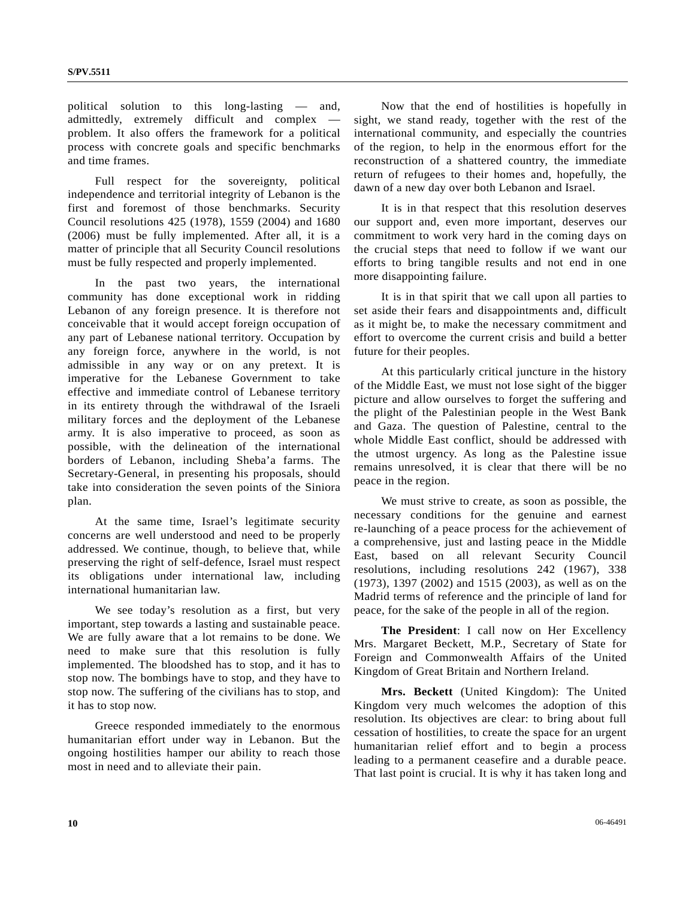political solution to this long-lasting — and, admittedly, extremely difficult and complex — problem. It also offers the framework for a political process with concrete goals and specific benchmarks and time frames.

Full respect for the sovereignty, political independence and territorial integrity of Lebanon is the first and foremost of those benchmarks. Security Council resolutions 425 (1978), 1559 (2004) and 1680 (2006) must be fully implemented. After all, it is a matter of principle that all Security Council resolutions must be fully respected and properly implemented.

In the past two years, the international community has done exceptional work in ridding Lebanon of any foreign presence. It is therefore not conceivable that it would accept foreign occupation of any part of Lebanese national territory. Occupation by any foreign force, anywhere in the world, is not admissible in any way or on any pretext. It is imperative for the Lebanese Government to take effective and immediate control of Lebanese territory in its entirety through the withdrawal of the Israeli military forces and the deployment of the Lebanese army. It is also imperative to proceed, as soon as possible, with the delineation of the international borders of Lebanon, including Sheba'a farms. The Secretary-General, in presenting his proposals, should take into consideration the seven points of the Siniora plan.

At the same time, Israel's legitimate security concerns are well understood and need to be properly addressed. We continue, though, to believe that, while preserving the right of self-defence, Israel must respect its obligations under international law, including international humanitarian law.

We see today's resolution as a first, but very important, step towards a lasting and sustainable peace. We are fully aware that a lot remains to be done. We need to make sure that this resolution is fully implemented. The bloodshed has to stop, and it has to stop now. The bombings have to stop, and they have to stop now. The suffering of the civilians has to stop, and it has to stop now.

Greece responded immediately to the enormous humanitarian effort under way in Lebanon. But the ongoing hostilities hamper our ability to reach those most in need and to alleviate their pain.

Now that the end of hostilities is hopefully in sight, we stand ready, together with the rest of the international community, and especially the countries of the region, to help in the enormous effort for the reconstruction of a shattered country, the immediate return of refugees to their homes and, hopefully, the dawn of a new day over both Lebanon and Israel.

It is in that respect that this resolution deserves our support and, even more important, deserves our commitment to work very hard in the coming days on the crucial steps that need to follow if we want our efforts to bring tangible results and not end in one more disappointing failure.

It is in that spirit that we call upon all parties to set aside their fears and disappointments and, difficult as it might be, to make the necessary commitment and effort to overcome the current crisis and build a better future for their peoples.

At this particularly critical juncture in the history of the Middle East, we must not lose sight of the bigger picture and allow ourselves to forget the suffering and the plight of the Palestinian people in the West Bank and Gaza. The question of Palestine, central to the whole Middle East conflict, should be addressed with the utmost urgency. As long as the Palestine issue remains unresolved, it is clear that there will be no peace in the region.

We must strive to create, as soon as possible, the necessary conditions for the genuine and earnest re-launching of a peace process for the achievement of a comprehensive, just and lasting peace in the Middle East, based on all relevant Security Council resolutions, including resolutions 242 (1967), 338 (1973), 1397 (2002) and 1515 (2003), as well as on the Madrid terms of reference and the principle of land for peace, for the sake of the people in all of the region.

**The President**: I call now on Her Excellency Mrs. Margaret Beckett, M.P., Secretary of State for Foreign and Commonwealth Affairs of the United Kingdom of Great Britain and Northern Ireland.

**Mrs. Beckett** (United Kingdom): The United Kingdom very much welcomes the adoption of this resolution. Its objectives are clear: to bring about full cessation of hostilities, to create the space for an urgent humanitarian relief effort and to begin a process leading to a permanent ceasefire and a durable peace. That last point is crucial. It is why it has taken long and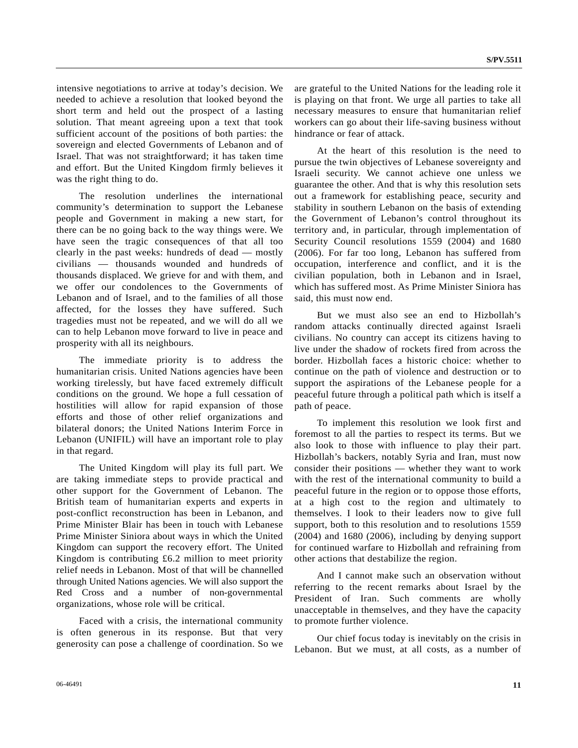intensive negotiations to arrive at today's decision. We needed to achieve a resolution that looked beyond the short term and held out the prospect of a lasting solution. That meant agreeing upon a text that took sufficient account of the positions of both parties: the sovereign and elected Governments of Lebanon and of Israel. That was not straightforward; it has taken time and effort. But the United Kingdom firmly believes it was the right thing to do.

The resolution underlines the international community's determination to support the Lebanese people and Government in making a new start, for there can be no going back to the way things were. We have seen the tragic consequences of that all too clearly in the past weeks: hundreds of dead — mostly civilians — thousands wounded and hundreds of thousands displaced. We grieve for and with them, and we offer our condolences to the Governments of Lebanon and of Israel, and to the families of all those affected, for the losses they have suffered. Such tragedies must not be repeated, and we will do all we can to help Lebanon move forward to live in peace and prosperity with all its neighbours.

The immediate priority is to address the humanitarian crisis. United Nations agencies have been working tirelessly, but have faced extremely difficult conditions on the ground. We hope a full cessation of hostilities will allow for rapid expansion of those efforts and those of other relief organizations and bilateral donors; the United Nations Interim Force in Lebanon (UNIFIL) will have an important role to play in that regard.

The United Kingdom will play its full part. We are taking immediate steps to provide practical and other support for the Government of Lebanon. The British team of humanitarian experts and experts in post-conflict reconstruction has been in Lebanon, and Prime Minister Blair has been in touch with Lebanese Prime Minister Siniora about ways in which the United Kingdom can support the recovery effort. The United Kingdom is contributing £6.2 million to meet priority relief needs in Lebanon. Most of that will be channelled through United Nations agencies. We will also support the Red Cross and a number of non-governmental organizations, whose role will be critical.

Faced with a crisis, the international community is often generous in its response. But that very generosity can pose a challenge of coordination. So we are grateful to the United Nations for the leading role it is playing on that front. We urge all parties to take all necessary measures to ensure that humanitarian relief workers can go about their life-saving business without hindrance or fear of attack.

At the heart of this resolution is the need to pursue the twin objectives of Lebanese sovereignty and Israeli security. We cannot achieve one unless we guarantee the other. And that is why this resolution sets out a framework for establishing peace, security and stability in southern Lebanon on the basis of extending the Government of Lebanon's control throughout its territory and, in particular, through implementation of Security Council resolutions 1559 (2004) and 1680 (2006). For far too long, Lebanon has suffered from occupation, interference and conflict, and it is the civilian population, both in Lebanon and in Israel, which has suffered most. As Prime Minister Siniora has said, this must now end.

But we must also see an end to Hizbollah's random attacks continually directed against Israeli civilians. No country can accept its citizens having to live under the shadow of rockets fired from across the border. Hizbollah faces a historic choice: whether to continue on the path of violence and destruction or to support the aspirations of the Lebanese people for a peaceful future through a political path which is itself a path of peace.

To implement this resolution we look first and foremost to all the parties to respect its terms. But we also look to those with influence to play their part. Hizbollah's backers, notably Syria and Iran, must now consider their positions — whether they want to work with the rest of the international community to build a peaceful future in the region or to oppose those efforts, at a high cost to the region and ultimately to themselves. I look to their leaders now to give full support, both to this resolution and to resolutions 1559 (2004) and 1680 (2006), including by denying support for continued warfare to Hizbollah and refraining from other actions that destabilize the region.

And I cannot make such an observation without referring to the recent remarks about Israel by the President of Iran. Such comments are wholly unacceptable in themselves, and they have the capacity to promote further violence.

Our chief focus today is inevitably on the crisis in Lebanon. But we must, at all costs, as a number of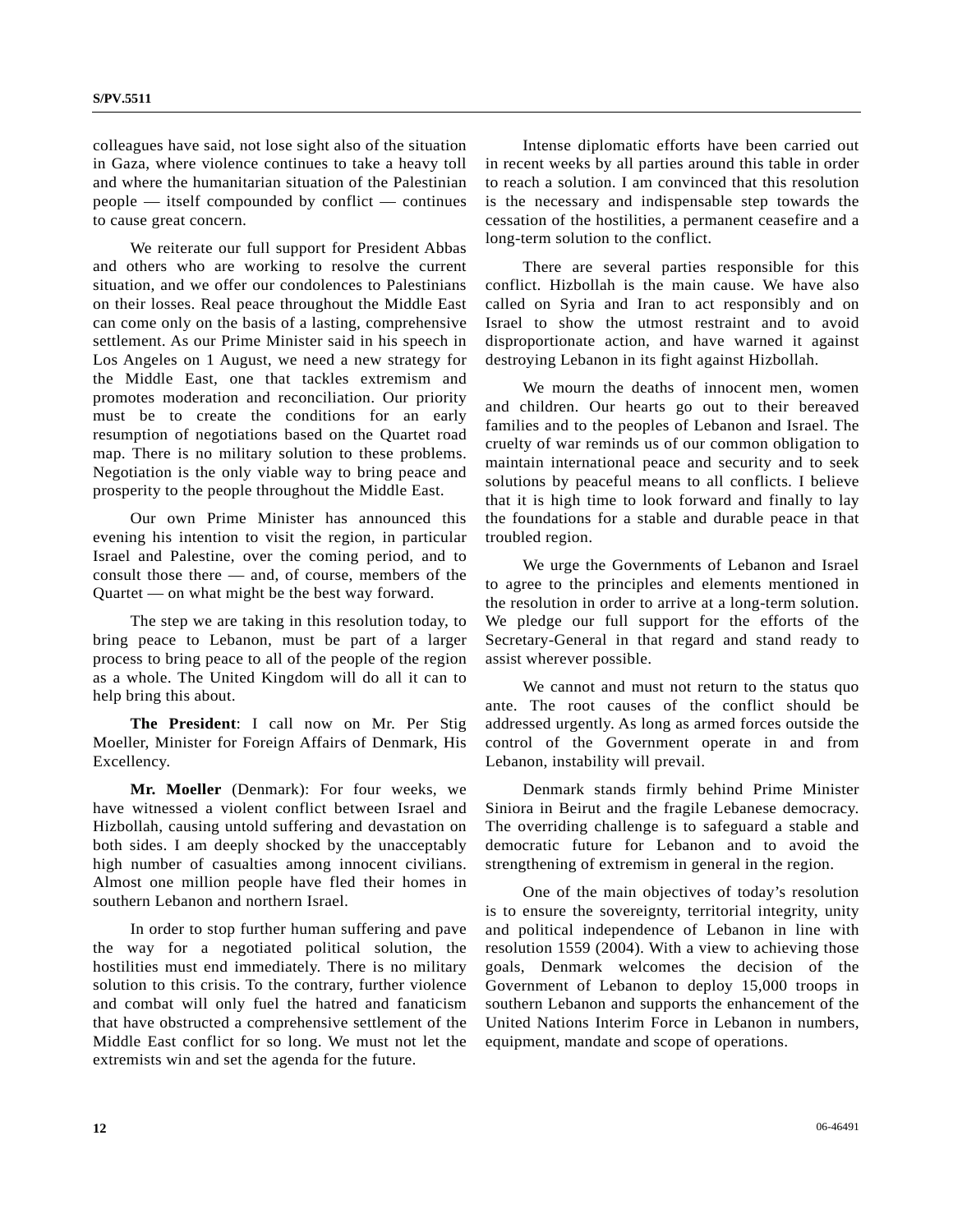colleagues have said, not lose sight also of the situation in Gaza, where violence continues to take a heavy toll and where the humanitarian situation of the Palestinian people — itself compounded by conflict — continues to cause great concern.

We reiterate our full support for President Abbas and others who are working to resolve the current situation, and we offer our condolences to Palestinians on their losses. Real peace throughout the Middle East can come only on the basis of a lasting, comprehensive settlement. As our Prime Minister said in his speech in Los Angeles on 1 August, we need a new strategy for the Middle East, one that tackles extremism and promotes moderation and reconciliation. Our priority must be to create the conditions for an early resumption of negotiations based on the Quartet road map. There is no military solution to these problems. Negotiation is the only viable way to bring peace and prosperity to the people throughout the Middle East.

Our own Prime Minister has announced this evening his intention to visit the region, in particular Israel and Palestine, over the coming period, and to consult those there — and, of course, members of the Quartet — on what might be the best way forward.

The step we are taking in this resolution today, to bring peace to Lebanon, must be part of a larger process to bring peace to all of the people of the region as a whole. The United Kingdom will do all it can to help bring this about.

**The President**: I call now on Mr. Per Stig Moeller, Minister for Foreign Affairs of Denmark, His Excellency.

**Mr. Moeller** (Denmark): For four weeks, we have witnessed a violent conflict between Israel and Hizbollah, causing untold suffering and devastation on both sides. I am deeply shocked by the unacceptably high number of casualties among innocent civilians. Almost one million people have fled their homes in southern Lebanon and northern Israel.

In order to stop further human suffering and pave the way for a negotiated political solution, the hostilities must end immediately. There is no military solution to this crisis. To the contrary, further violence and combat will only fuel the hatred and fanaticism that have obstructed a comprehensive settlement of the Middle East conflict for so long. We must not let the extremists win and set the agenda for the future.

Intense diplomatic efforts have been carried out in recent weeks by all parties around this table in order to reach a solution. I am convinced that this resolution is the necessary and indispensable step towards the cessation of the hostilities, a permanent ceasefire and a long-term solution to the conflict.

There are several parties responsible for this conflict. Hizbollah is the main cause. We have also called on Syria and Iran to act responsibly and on Israel to show the utmost restraint and to avoid disproportionate action, and have warned it against destroying Lebanon in its fight against Hizbollah.

We mourn the deaths of innocent men, women and children. Our hearts go out to their bereaved families and to the peoples of Lebanon and Israel. The cruelty of war reminds us of our common obligation to maintain international peace and security and to seek solutions by peaceful means to all conflicts. I believe that it is high time to look forward and finally to lay the foundations for a stable and durable peace in that troubled region.

We urge the Governments of Lebanon and Israel to agree to the principles and elements mentioned in the resolution in order to arrive at a long-term solution. We pledge our full support for the efforts of the Secretary-General in that regard and stand ready to assist wherever possible.

We cannot and must not return to the status quo ante. The root causes of the conflict should be addressed urgently. As long as armed forces outside the control of the Government operate in and from Lebanon, instability will prevail.

Denmark stands firmly behind Prime Minister Siniora in Beirut and the fragile Lebanese democracy. The overriding challenge is to safeguard a stable and democratic future for Lebanon and to avoid the strengthening of extremism in general in the region.

One of the main objectives of today's resolution is to ensure the sovereignty, territorial integrity, unity and political independence of Lebanon in line with resolution 1559 (2004). With a view to achieving those goals, Denmark welcomes the decision of the Government of Lebanon to deploy 15,000 troops in southern Lebanon and supports the enhancement of the United Nations Interim Force in Lebanon in numbers, equipment, mandate and scope of operations.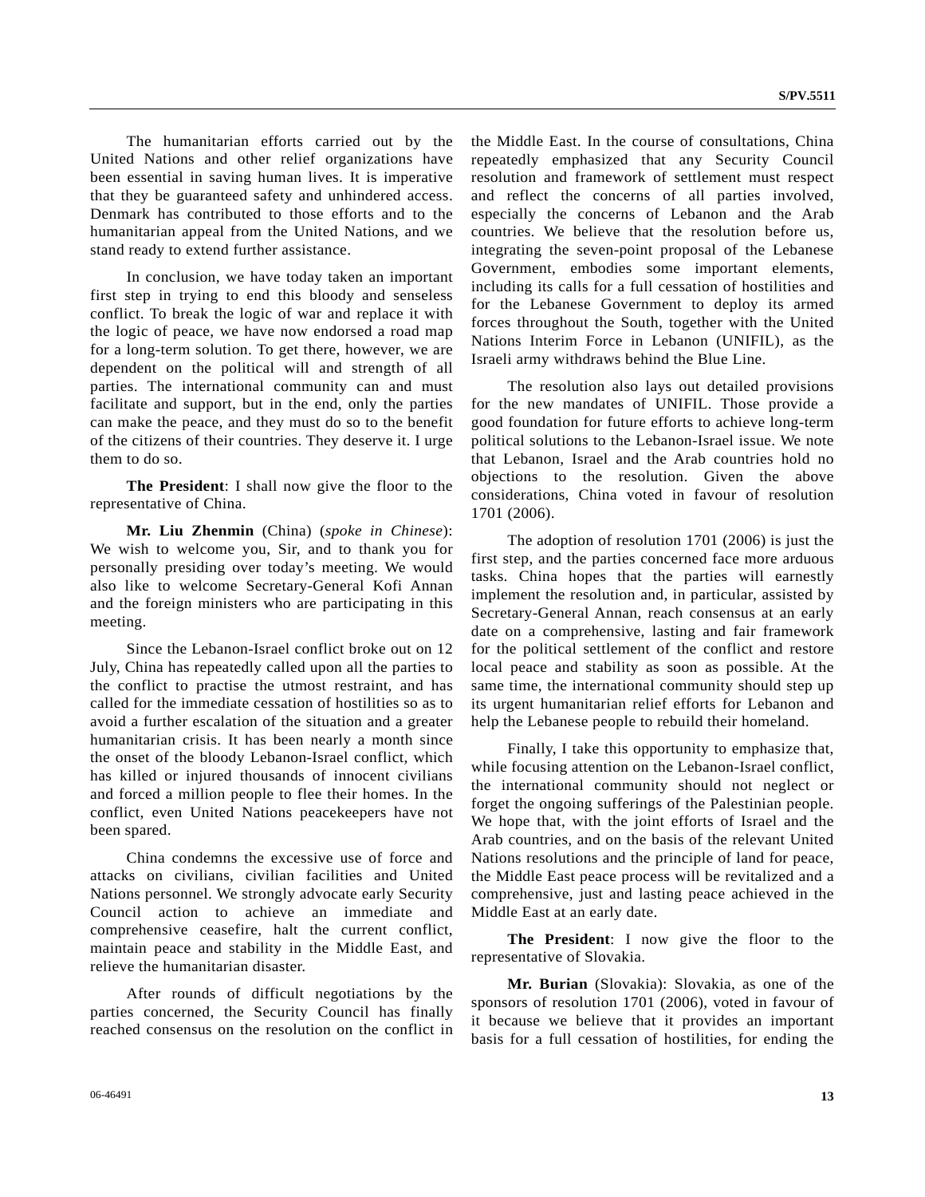The humanitarian efforts carried out by the United Nations and other relief organizations have been essential in saving human lives. It is imperative that they be guaranteed safety and unhindered access. Denmark has contributed to those efforts and to the humanitarian appeal from the United Nations, and we stand ready to extend further assistance.

In conclusion, we have today taken an important first step in trying to end this bloody and senseless conflict. To break the logic of war and replace it with the logic of peace, we have now endorsed a road map for a long-term solution. To get there, however, we are dependent on the political will and strength of all parties. The international community can and must facilitate and support, but in the end, only the parties can make the peace, and they must do so to the benefit of the citizens of their countries. They deserve it. I urge them to do so.

**The President**: I shall now give the floor to the representative of China.

**Mr. Liu Zhenmin** (China) (*spoke in Chinese*): We wish to welcome you, Sir, and to thank you for personally presiding over today's meeting. We would also like to welcome Secretary-General Kofi Annan and the foreign ministers who are participating in this meeting.

Since the Lebanon-Israel conflict broke out on 12 July, China has repeatedly called upon all the parties to the conflict to practise the utmost restraint, and has called for the immediate cessation of hostilities so as to avoid a further escalation of the situation and a greater humanitarian crisis. It has been nearly a month since the onset of the bloody Lebanon-Israel conflict, which has killed or injured thousands of innocent civilians and forced a million people to flee their homes. In the conflict, even United Nations peacekeepers have not been spared.

China condemns the excessive use of force and attacks on civilians, civilian facilities and United Nations personnel. We strongly advocate early Security Council action to achieve an immediate and comprehensive ceasefire, halt the current conflict, maintain peace and stability in the Middle East, and relieve the humanitarian disaster.

After rounds of difficult negotiations by the parties concerned, the Security Council has finally reached consensus on the resolution on the conflict in the Middle East. In the course of consultations, China repeatedly emphasized that any Security Council resolution and framework of settlement must respect and reflect the concerns of all parties involved, especially the concerns of Lebanon and the Arab countries. We believe that the resolution before us, integrating the seven-point proposal of the Lebanese Government, embodies some important elements, including its calls for a full cessation of hostilities and for the Lebanese Government to deploy its armed forces throughout the South, together with the United Nations Interim Force in Lebanon (UNIFIL), as the Israeli army withdraws behind the Blue Line.

The resolution also lays out detailed provisions for the new mandates of UNIFIL. Those provide a good foundation for future efforts to achieve long-term political solutions to the Lebanon-Israel issue. We note that Lebanon, Israel and the Arab countries hold no objections to the resolution. Given the above considerations, China voted in favour of resolution 1701 (2006).

The adoption of resolution 1701 (2006) is just the first step, and the parties concerned face more arduous tasks. China hopes that the parties will earnestly implement the resolution and, in particular, assisted by Secretary-General Annan, reach consensus at an early date on a comprehensive, lasting and fair framework for the political settlement of the conflict and restore local peace and stability as soon as possible. At the same time, the international community should step up its urgent humanitarian relief efforts for Lebanon and help the Lebanese people to rebuild their homeland.

Finally, I take this opportunity to emphasize that, while focusing attention on the Lebanon-Israel conflict, the international community should not neglect or forget the ongoing sufferings of the Palestinian people. We hope that, with the joint efforts of Israel and the Arab countries, and on the basis of the relevant United Nations resolutions and the principle of land for peace, the Middle East peace process will be revitalized and a comprehensive, just and lasting peace achieved in the Middle East at an early date.

**The President**: I now give the floor to the representative of Slovakia.

**Mr. Burian** (Slovakia): Slovakia, as one of the sponsors of resolution 1701 (2006), voted in favour of it because we believe that it provides an important basis for a full cessation of hostilities, for ending the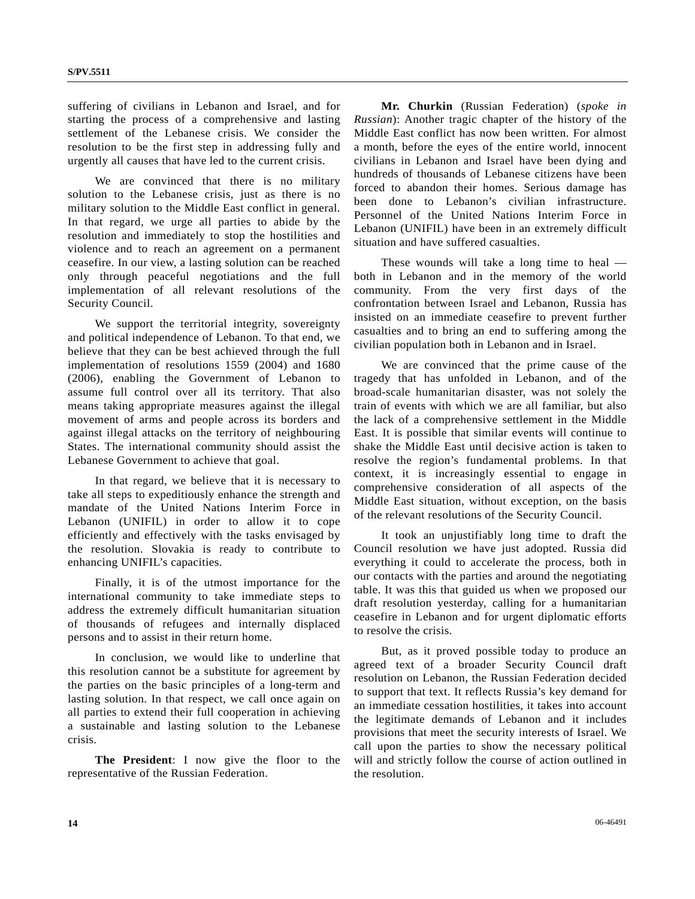suffering of civilians in Lebanon and Israel, and for starting the process of a comprehensive and lasting settlement of the Lebanese crisis. We consider the resolution to be the first step in addressing fully and urgently all causes that have led to the current crisis.

We are convinced that there is no military solution to the Lebanese crisis, just as there is no military solution to the Middle East conflict in general. In that regard, we urge all parties to abide by the resolution and immediately to stop the hostilities and violence and to reach an agreement on a permanent ceasefire. In our view, a lasting solution can be reached only through peaceful negotiations and the full implementation of all relevant resolutions of the Security Council.

We support the territorial integrity, sovereignty and political independence of Lebanon. To that end, we believe that they can be best achieved through the full implementation of resolutions 1559 (2004) and 1680 (2006), enabling the Government of Lebanon to assume full control over all its territory. That also means taking appropriate measures against the illegal movement of arms and people across its borders and against illegal attacks on the territory of neighbouring States. The international community should assist the Lebanese Government to achieve that goal.

In that regard, we believe that it is necessary to take all steps to expeditiously enhance the strength and mandate of the United Nations Interim Force in Lebanon (UNIFIL) in order to allow it to cope efficiently and effectively with the tasks envisaged by the resolution. Slovakia is ready to contribute to enhancing UNIFIL's capacities.

Finally, it is of the utmost importance for the international community to take immediate steps to address the extremely difficult humanitarian situation of thousands of refugees and internally displaced persons and to assist in their return home.

In conclusion, we would like to underline that this resolution cannot be a substitute for agreement by the parties on the basic principles of a long-term and lasting solution. In that respect, we call once again on all parties to extend their full cooperation in achieving a sustainable and lasting solution to the Lebanese crisis.

**The President**: I now give the floor to the representative of the Russian Federation.

**Mr. Churkin** (Russian Federation) (*spoke in Russian*): Another tragic chapter of the history of the Middle East conflict has now been written. For almost a month, before the eyes of the entire world, innocent civilians in Lebanon and Israel have been dying and hundreds of thousands of Lebanese citizens have been forced to abandon their homes. Serious damage has been done to Lebanon's civilian infrastructure. Personnel of the United Nations Interim Force in Lebanon (UNIFIL) have been in an extremely difficult situation and have suffered casualties.

These wounds will take a long time to heal — both in Lebanon and in the memory of the world community. From the very first days of the confrontation between Israel and Lebanon, Russia has insisted on an immediate ceasefire to prevent further casualties and to bring an end to suffering among the civilian population both in Lebanon and in Israel.

We are convinced that the prime cause of the tragedy that has unfolded in Lebanon, and of the broad-scale humanitarian disaster, was not solely the train of events with which we are all familiar, but also the lack of a comprehensive settlement in the Middle East. It is possible that similar events will continue to shake the Middle East until decisive action is taken to resolve the region's fundamental problems. In that context, it is increasingly essential to engage in comprehensive consideration of all aspects of the Middle East situation, without exception, on the basis of the relevant resolutions of the Security Council.

It took an unjustifiably long time to draft the Council resolution we have just adopted. Russia did everything it could to accelerate the process, both in our contacts with the parties and around the negotiating table. It was this that guided us when we proposed our draft resolution yesterday, calling for a humanitarian ceasefire in Lebanon and for urgent diplomatic efforts to resolve the crisis.

But, as it proved possible today to produce an agreed text of a broader Security Council draft resolution on Lebanon, the Russian Federation decided to support that text. It reflects Russia's key demand for an immediate cessation hostilities, it takes into account the legitimate demands of Lebanon and it includes provisions that meet the security interests of Israel. We call upon the parties to show the necessary political will and strictly follow the course of action outlined in the resolution.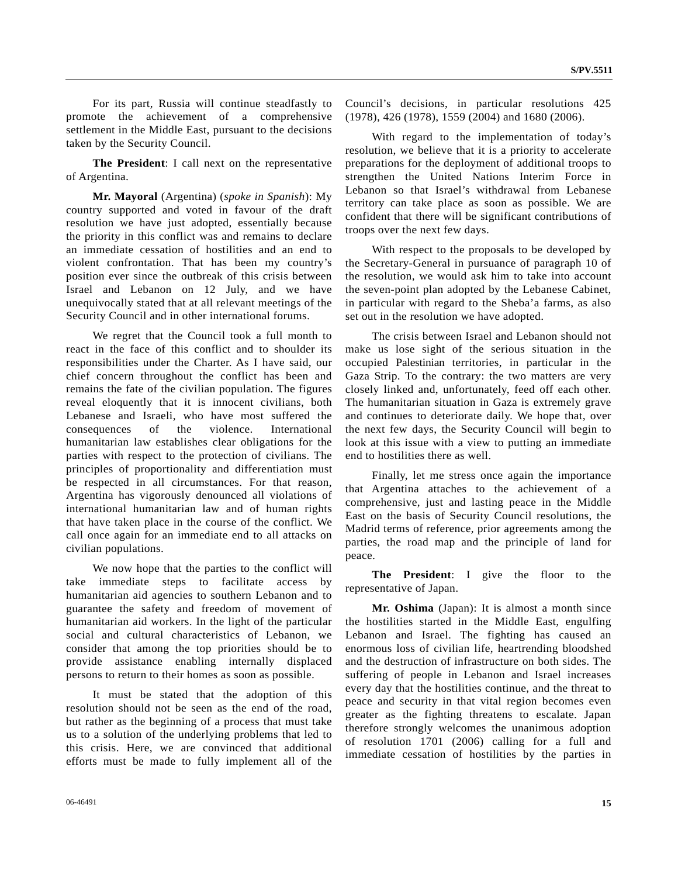For its part, Russia will continue steadfastly to promote the achievement of a comprehensive settlement in the Middle East, pursuant to the decisions taken by the Security Council.

**The President**: I call next on the representative of Argentina.

**Mr. Mayoral** (Argentina) (*spoke in Spanish*): My country supported and voted in favour of the draft resolution we have just adopted, essentially because the priority in this conflict was and remains to declare an immediate cessation of hostilities and an end to violent confrontation. That has been my country's position ever since the outbreak of this crisis between Israel and Lebanon on 12 July, and we have unequivocally stated that at all relevant meetings of the Security Council and in other international forums.

We regret that the Council took a full month to react in the face of this conflict and to shoulder its responsibilities under the Charter. As I have said, our chief concern throughout the conflict has been and remains the fate of the civilian population. The figures reveal eloquently that it is innocent civilians, both Lebanese and Israeli, who have most suffered the consequences of the violence. International humanitarian law establishes clear obligations for the parties with respect to the protection of civilians. The principles of proportionality and differentiation must be respected in all circumstances. For that reason, Argentina has vigorously denounced all violations of international humanitarian law and of human rights that have taken place in the course of the conflict. We call once again for an immediate end to all attacks on civilian populations.

We now hope that the parties to the conflict will take immediate steps to facilitate access by humanitarian aid agencies to southern Lebanon and to guarantee the safety and freedom of movement of humanitarian aid workers. In the light of the particular social and cultural characteristics of Lebanon, we consider that among the top priorities should be to provide assistance enabling internally displaced persons to return to their homes as soon as possible.

It must be stated that the adoption of this resolution should not be seen as the end of the road, but rather as the beginning of a process that must take us to a solution of the underlying problems that led to this crisis. Here, we are convinced that additional efforts must be made to fully implement all of the Council's decisions, in particular resolutions 425 (1978), 426 (1978), 1559 (2004) and 1680 (2006).

With regard to the implementation of today's resolution, we believe that it is a priority to accelerate preparations for the deployment of additional troops to strengthen the United Nations Interim Force in Lebanon so that Israel's withdrawal from Lebanese territory can take place as soon as possible. We are confident that there will be significant contributions of troops over the next few days.

With respect to the proposals to be developed by the Secretary-General in pursuance of paragraph 10 of the resolution, we would ask him to take into account the seven-point plan adopted by the Lebanese Cabinet, in particular with regard to the Sheba'a farms, as also set out in the resolution we have adopted.

The crisis between Israel and Lebanon should not make us lose sight of the serious situation in the occupied Palestinian territories, in particular in the Gaza Strip. To the contrary: the two matters are very closely linked and, unfortunately, feed off each other. The humanitarian situation in Gaza is extremely grave and continues to deteriorate daily. We hope that, over the next few days, the Security Council will begin to look at this issue with a view to putting an immediate end to hostilities there as well.

Finally, let me stress once again the importance that Argentina attaches to the achievement of a comprehensive, just and lasting peace in the Middle East on the basis of Security Council resolutions, the Madrid terms of reference, prior agreements among the parties, the road map and the principle of land for peace.

**The President**: I give the floor to the representative of Japan.

**Mr. Oshima** (Japan): It is almost a month since the hostilities started in the Middle East, engulfing Lebanon and Israel. The fighting has caused an enormous loss of civilian life, heartrending bloodshed and the destruction of infrastructure on both sides. The suffering of people in Lebanon and Israel increases every day that the hostilities continue, and the threat to peace and security in that vital region becomes even greater as the fighting threatens to escalate. Japan therefore strongly welcomes the unanimous adoption of resolution 1701 (2006) calling for a full and immediate cessation of hostilities by the parties in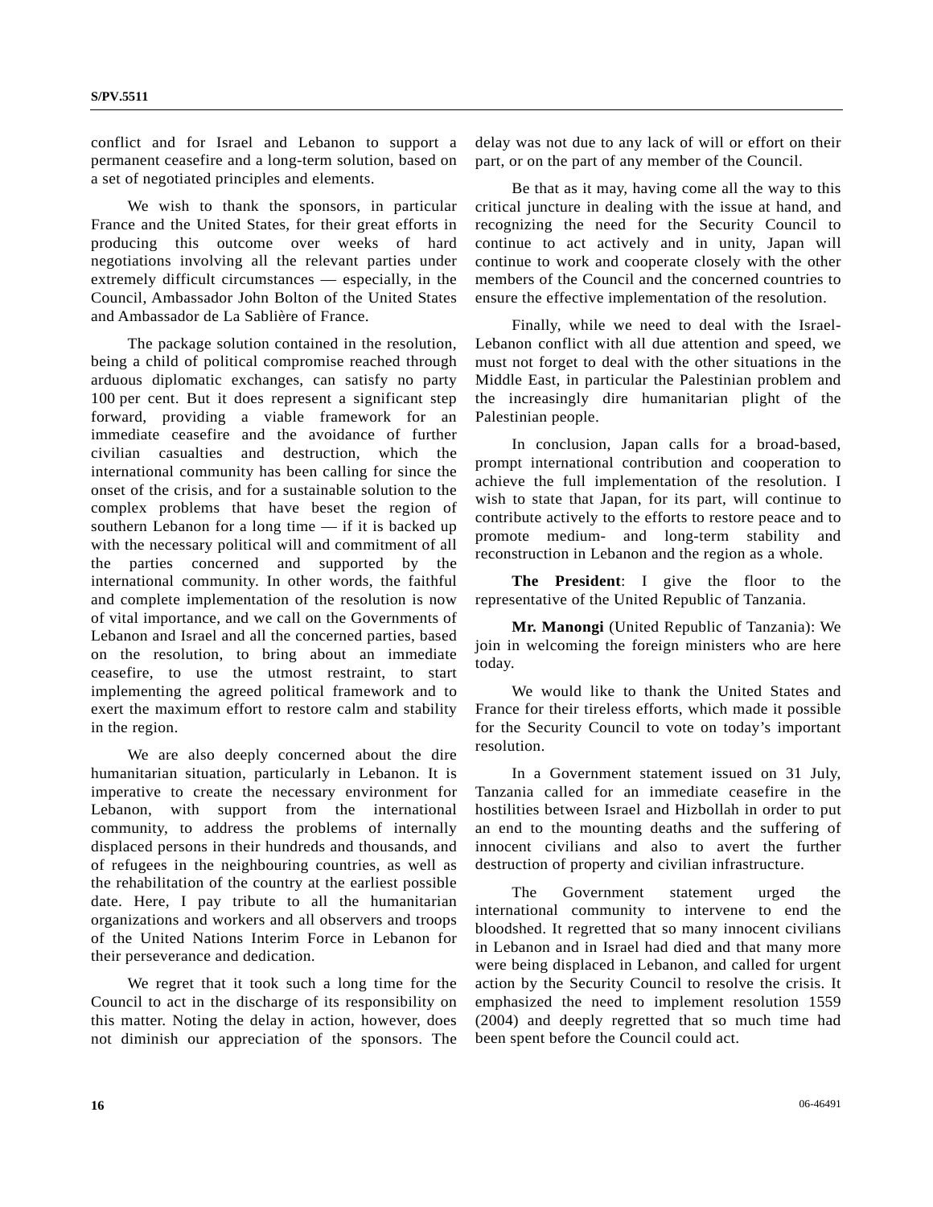conflict and for Israel and Lebanon to support a permanent ceasefire and a long-term solution, based on a set of negotiated principles and elements.

We wish to thank the sponsors, in particular France and the United States, for their great efforts in producing this outcome over weeks of hard negotiations involving all the relevant parties under extremely difficult circumstances — especially, in the Council, Ambassador John Bolton of the United States and Ambassador de La Sablière of France.

The package solution contained in the resolution, being a child of political compromise reached through arduous diplomatic exchanges, can satisfy no party 100 per cent. But it does represent a significant step forward, providing a viable framework for an immediate ceasefire and the avoidance of further civilian casualties and destruction, which the international community has been calling for since the onset of the crisis, and for a sustainable solution to the complex problems that have beset the region of southern Lebanon for a long time — if it is backed up with the necessary political will and commitment of all the parties concerned and supported by the international community. In other words, the faithful and complete implementation of the resolution is now of vital importance, and we call on the Governments of Lebanon and Israel and all the concerned parties, based on the resolution, to bring about an immediate ceasefire, to use the utmost restraint, to start implementing the agreed political framework and to exert the maximum effort to restore calm and stability in the region.

We are also deeply concerned about the dire humanitarian situation, particularly in Lebanon. It is imperative to create the necessary environment for Lebanon, with support from the international community, to address the problems of internally displaced persons in their hundreds and thousands, and of refugees in the neighbouring countries, as well as the rehabilitation of the country at the earliest possible date. Here, I pay tribute to all the humanitarian organizations and workers and all observers and troops of the United Nations Interim Force in Lebanon for their perseverance and dedication.

We regret that it took such a long time for the Council to act in the discharge of its responsibility on this matter. Noting the delay in action, however, does not diminish our appreciation of the sponsors. The delay was not due to any lack of will or effort on their part, or on the part of any member of the Council.

Be that as it may, having come all the way to this critical juncture in dealing with the issue at hand, and recognizing the need for the Security Council to continue to act actively and in unity, Japan will continue to work and cooperate closely with the other members of the Council and the concerned countries to ensure the effective implementation of the resolution.

Finally, while we need to deal with the Israel-Lebanon conflict with all due attention and speed, we must not forget to deal with the other situations in the Middle East, in particular the Palestinian problem and the increasingly dire humanitarian plight of the Palestinian people.

In conclusion, Japan calls for a broad-based, prompt international contribution and cooperation to achieve the full implementation of the resolution. I wish to state that Japan, for its part, will continue to contribute actively to the efforts to restore peace and to promote medium- and long-term stability and reconstruction in Lebanon and the region as a whole.

**The President**: I give the floor to the representative of the United Republic of Tanzania.

**Mr. Manongi** (United Republic of Tanzania): We join in welcoming the foreign ministers who are here today.

We would like to thank the United States and France for their tireless efforts, which made it possible for the Security Council to vote on today's important resolution.

In a Government statement issued on 31 July, Tanzania called for an immediate ceasefire in the hostilities between Israel and Hizbollah in order to put an end to the mounting deaths and the suffering of innocent civilians and also to avert the further destruction of property and civilian infrastructure.

The Government statement urged the international community to intervene to end the bloodshed. It regretted that so many innocent civilians in Lebanon and in Israel had died and that many more were being displaced in Lebanon, and called for urgent action by the Security Council to resolve the crisis. It emphasized the need to implement resolution 1559 (2004) and deeply regretted that so much time had been spent before the Council could act.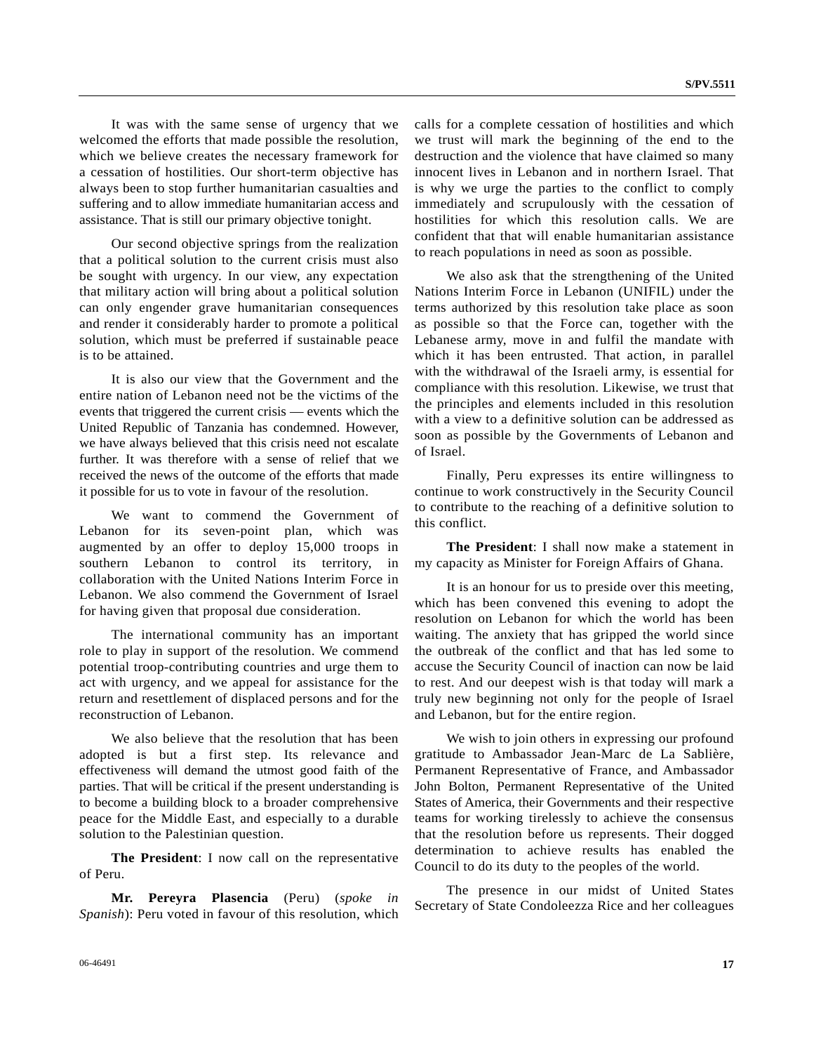It was with the same sense of urgency that we welcomed the efforts that made possible the resolution, which we believe creates the necessary framework for a cessation of hostilities. Our short-term objective has always been to stop further humanitarian casualties and suffering and to allow immediate humanitarian access and assistance. That is still our primary objective tonight.

Our second objective springs from the realization that a political solution to the current crisis must also be sought with urgency. In our view, any expectation that military action will bring about a political solution can only engender grave humanitarian consequences and render it considerably harder to promote a political solution, which must be preferred if sustainable peace is to be attained.

It is also our view that the Government and the entire nation of Lebanon need not be the victims of the events that triggered the current crisis — events which the United Republic of Tanzania has condemned. However, we have always believed that this crisis need not escalate further. It was therefore with a sense of relief that we received the news of the outcome of the efforts that made it possible for us to vote in favour of the resolution.

We want to commend the Government of Lebanon for its seven-point plan, which was augmented by an offer to deploy 15,000 troops in southern Lebanon to control its territory, in collaboration with the United Nations Interim Force in Lebanon. We also commend the Government of Israel for having given that proposal due consideration.

The international community has an important role to play in support of the resolution. We commend potential troop-contributing countries and urge them to act with urgency, and we appeal for assistance for the return and resettlement of displaced persons and for the reconstruction of Lebanon.

We also believe that the resolution that has been adopted is but a first step. Its relevance and effectiveness will demand the utmost good faith of the parties. That will be critical if the present understanding is to become a building block to a broader comprehensive peace for the Middle East, and especially to a durable solution to the Palestinian question.

**The President**: I now call on the representative of Peru.

**Mr. Pereyra Plasencia** (Peru) (*spoke in Spanish*): Peru voted in favour of this resolution, which calls for a complete cessation of hostilities and which we trust will mark the beginning of the end to the destruction and the violence that have claimed so many innocent lives in Lebanon and in northern Israel. That is why we urge the parties to the conflict to comply immediately and scrupulously with the cessation of hostilities for which this resolution calls. We are confident that that will enable humanitarian assistance to reach populations in need as soon as possible.

We also ask that the strengthening of the United Nations Interim Force in Lebanon (UNIFIL) under the terms authorized by this resolution take place as soon as possible so that the Force can, together with the Lebanese army, move in and fulfil the mandate with which it has been entrusted. That action, in parallel with the withdrawal of the Israeli army, is essential for compliance with this resolution. Likewise, we trust that the principles and elements included in this resolution with a view to a definitive solution can be addressed as soon as possible by the Governments of Lebanon and of Israel.

Finally, Peru expresses its entire willingness to continue to work constructively in the Security Council to contribute to the reaching of a definitive solution to this conflict.

**The President**: I shall now make a statement in my capacity as Minister for Foreign Affairs of Ghana.

It is an honour for us to preside over this meeting, which has been convened this evening to adopt the resolution on Lebanon for which the world has been waiting. The anxiety that has gripped the world since the outbreak of the conflict and that has led some to accuse the Security Council of inaction can now be laid to rest. And our deepest wish is that today will mark a truly new beginning not only for the people of Israel and Lebanon, but for the entire region.

We wish to join others in expressing our profound gratitude to Ambassador Jean-Marc de La Sablière, Permanent Representative of France, and Ambassador John Bolton, Permanent Representative of the United States of America, their Governments and their respective teams for working tirelessly to achieve the consensus that the resolution before us represents. Their dogged determination to achieve results has enabled the Council to do its duty to the peoples of the world.

The presence in our midst of United States Secretary of State Condoleezza Rice and her colleagues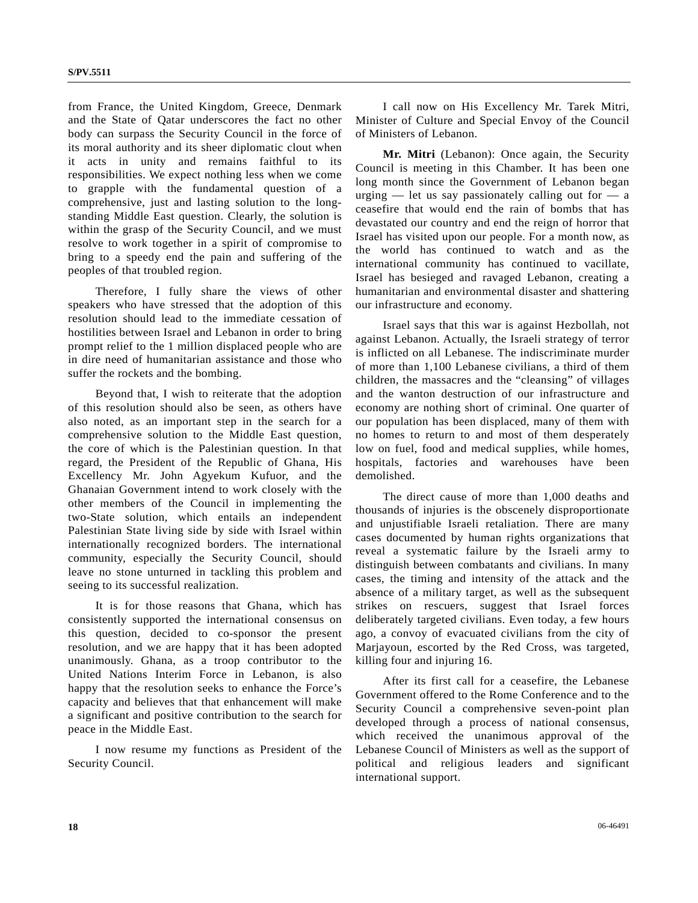from France, the United Kingdom, Greece, Denmark and the State of Qatar underscores the fact no other body can surpass the Security Council in the force of its moral authority and its sheer diplomatic clout when it acts in unity and remains faithful to its responsibilities. We expect nothing less when we come to grapple with the fundamental question of a comprehensive, just and lasting solution to the long-standing Middle East question. Clearly, the solution is within the grasp of the Security Council, and we must resolve to work together in a spirit of compromise to bring to a speedy end the pain and suffering of the peoples of that troubled region.

Therefore, I fully share the views of other speakers who have stressed that the adoption of this resolution should lead to the immediate cessation of hostilities between Israel and Lebanon in order to bring prompt relief to the 1 million displaced people who are in dire need of humanitarian assistance and those who suffer the rockets and the bombing.

Beyond that, I wish to reiterate that the adoption of this resolution should also be seen, as others have also noted, as an important step in the search for a comprehensive solution to the Middle East question, the core of which is the Palestinian question. In that regard, the President of the Republic of Ghana, His Excellency Mr. John Agyekum Kufuor, and the Ghanaian Government intend to work closely with the other members of the Council in implementing the two-State solution, which entails an independent Palestinian State living side by side with Israel within internationally recognized borders. The international community, especially the Security Council, should leave no stone unturned in tackling this problem and seeing to its successful realization.

It is for those reasons that Ghana, which has consistently supported the international consensus on this question, decided to co-sponsor the present resolution, and we are happy that it has been adopted unanimously. Ghana, as a troop contributor to the United Nations Interim Force in Lebanon, is also happy that the resolution seeks to enhance the Force's capacity and believes that that enhancement will make a significant and positive contribution to the search for peace in the Middle East.

I now resume my functions as President of the Security Council.

I call now on His Excellency Mr. Tarek Mitri, Minister of Culture and Special Envoy of the Council of Ministers of Lebanon.

**Mr. Mitri** (Lebanon): Once again, the Security Council is meeting in this Chamber. It has been one long month since the Government of Lebanon began urging — let us say passionately calling out for — a ceasefire that would end the rain of bombs that has devastated our country and end the reign of horror that Israel has visited upon our people. For a month now, as the world has continued to watch and as the international community has continued to vacillate, Israel has besieged and ravaged Lebanon, creating a humanitarian and environmental disaster and shattering our infrastructure and economy.

Israel says that this war is against Hezbollah, not against Lebanon. Actually, the Israeli strategy of terror is inflicted on all Lebanese. The indiscriminate murder of more than 1,100 Lebanese civilians, a third of them children, the massacres and the "cleansing" of villages and the wanton destruction of our infrastructure and economy are nothing short of criminal. One quarter of our population has been displaced, many of them with no homes to return to and most of them desperately low on fuel, food and medical supplies, while homes, hospitals, factories and warehouses have been demolished.

The direct cause of more than 1,000 deaths and thousands of injuries is the obscenely disproportionate and unjustifiable Israeli retaliation. There are many cases documented by human rights organizations that reveal a systematic failure by the Israeli army to distinguish between combatants and civilians. In many cases, the timing and intensity of the attack and the absence of a military target, as well as the subsequent strikes on rescuers, suggest that Israel forces deliberately targeted civilians. Even today, a few hours ago, a convoy of evacuated civilians from the city of Marjayoun, escorted by the Red Cross, was targeted, killing four and injuring 16.

After its first call for a ceasefire, the Lebanese Government offered to the Rome Conference and to the Security Council a comprehensive seven-point plan developed through a process of national consensus, which received the unanimous approval of the Lebanese Council of Ministers as well as the support of political and religious leaders and significant international support.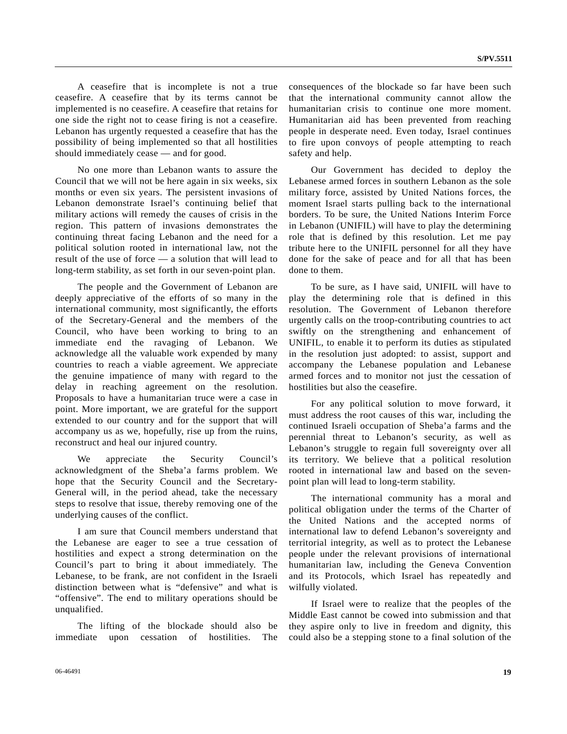A ceasefire that is incomplete is not a true ceasefire. A ceasefire that by its terms cannot be implemented is no ceasefire. A ceasefire that retains for one side the right not to cease firing is not a ceasefire. Lebanon has urgently requested a ceasefire that has the possibility of being implemented so that all hostilities should immediately cease — and for good.

No one more than Lebanon wants to assure the Council that we will not be here again in six weeks, six months or even six years. The persistent invasions of Lebanon demonstrate Israel's continuing belief that military actions will remedy the causes of crisis in the region. This pattern of invasions demonstrates the continuing threat facing Lebanon and the need for a political solution rooted in international law, not the result of the use of force — a solution that will lead to long-term stability, as set forth in our seven-point plan.

The people and the Government of Lebanon are deeply appreciative of the efforts of so many in the international community, most significantly, the efforts of the Secretary-General and the members of the Council, who have been working to bring to an immediate end the ravaging of Lebanon. We acknowledge all the valuable work expended by many countries to reach a viable agreement. We appreciate the genuine impatience of many with regard to the delay in reaching agreement on the resolution. Proposals to have a humanitarian truce were a case in point. More important, we are grateful for the support extended to our country and for the support that will accompany us as we, hopefully, rise up from the ruins, reconstruct and heal our injured country.

We appreciate the Security Council's acknowledgment of the Sheba'a farms problem. We hope that the Security Council and the Secretary-General will, in the period ahead, take the necessary steps to resolve that issue, thereby removing one of the underlying causes of the conflict.

I am sure that Council members understand that the Lebanese are eager to see a true cessation of hostilities and expect a strong determination on the Council's part to bring it about immediately. The Lebanese, to be frank, are not confident in the Israeli distinction between what is "defensive" and what is "offensive". The end to military operations should be unqualified.

The lifting of the blockade should also be immediate upon cessation of hostilities. The consequences of the blockade so far have been such that the international community cannot allow the humanitarian crisis to continue one more moment. Humanitarian aid has been prevented from reaching people in desperate need. Even today, Israel continues to fire upon convoys of people attempting to reach safety and help.

Our Government has decided to deploy the Lebanese armed forces in southern Lebanon as the sole military force, assisted by United Nations forces, the moment Israel starts pulling back to the international borders. To be sure, the United Nations Interim Force in Lebanon (UNIFIL) will have to play the determining role that is defined by this resolution. Let me pay tribute here to the UNIFIL personnel for all they have done for the sake of peace and for all that has been done to them.

To be sure, as I have said, UNIFIL will have to play the determining role that is defined in this resolution. The Government of Lebanon therefore urgently calls on the troop-contributing countries to act swiftly on the strengthening and enhancement of UNIFIL, to enable it to perform its duties as stipulated in the resolution just adopted: to assist, support and accompany the Lebanese population and Lebanese armed forces and to monitor not just the cessation of hostilities but also the ceasefire.

For any political solution to move forward, it must address the root causes of this war, including the continued Israeli occupation of Sheba'a farms and the perennial threat to Lebanon's security, as well as Lebanon's struggle to regain full sovereignty over all its territory. We believe that a political resolution rooted in international law and based on the seven-point plan will lead to long-term stability.

The international community has a moral and political obligation under the terms of the Charter of the United Nations and the accepted norms of international law to defend Lebanon's sovereignty and territorial integrity, as well as to protect the Lebanese people under the relevant provisions of international humanitarian law, including the Geneva Convention and its Protocols, which Israel has repeatedly and wilfully violated.

If Israel were to realize that the peoples of the Middle East cannot be cowed into submission and that they aspire only to live in freedom and dignity, this could also be a stepping stone to a final solution of the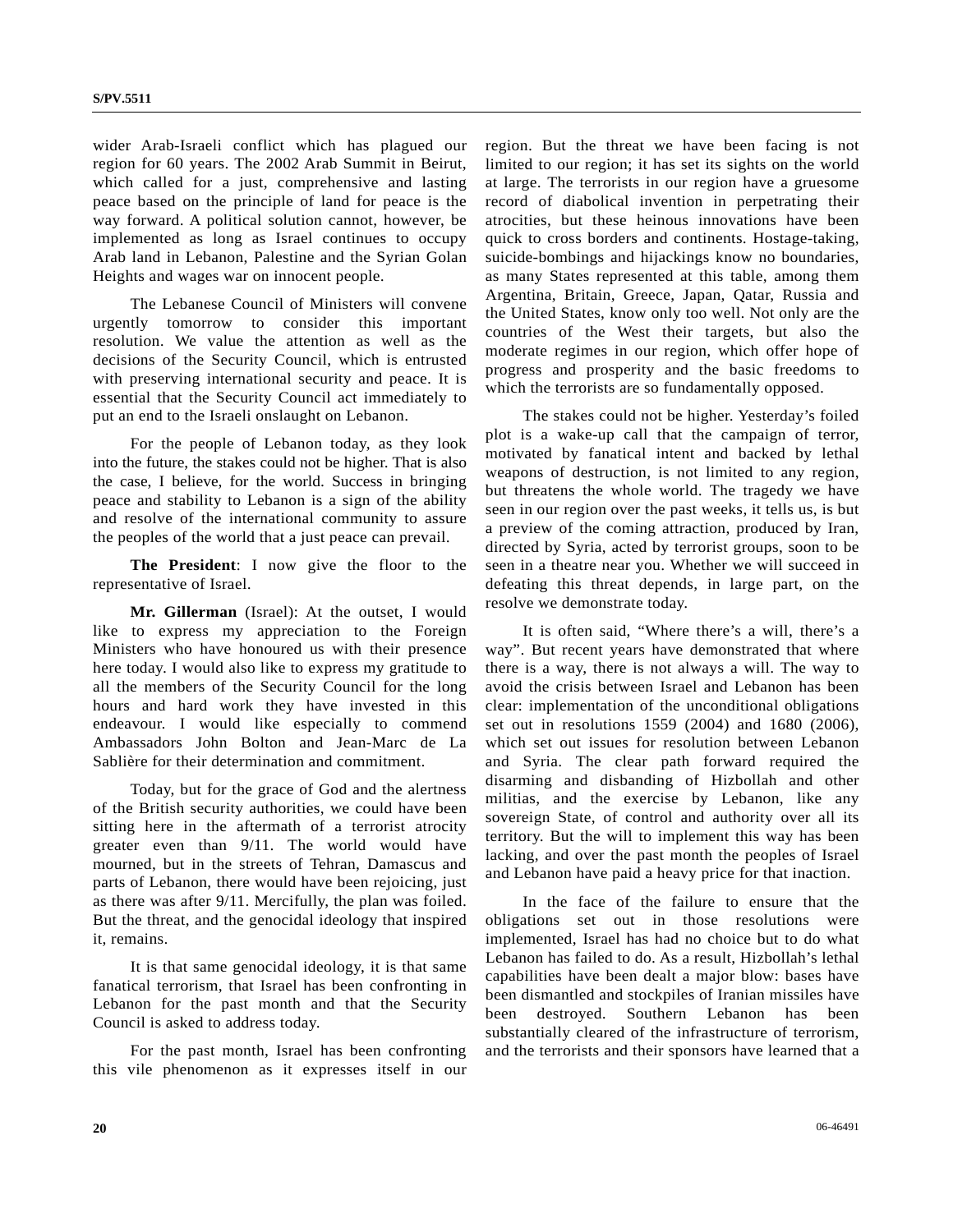wider Arab-Israeli conflict which has plagued our region for 60 years. The 2002 Arab Summit in Beirut, which called for a just, comprehensive and lasting peace based on the principle of land for peace is the way forward. A political solution cannot, however, be implemented as long as Israel continues to occupy Arab land in Lebanon, Palestine and the Syrian Golan Heights and wages war on innocent people.

The Lebanese Council of Ministers will convene urgently tomorrow to consider this important resolution. We value the attention as well as the decisions of the Security Council, which is entrusted with preserving international security and peace. It is essential that the Security Council act immediately to put an end to the Israeli onslaught on Lebanon.

For the people of Lebanon today, as they look into the future, the stakes could not be higher. That is also the case, I believe, for the world. Success in bringing peace and stability to Lebanon is a sign of the ability and resolve of the international community to assure the peoples of the world that a just peace can prevail.

**The President**: I now give the floor to the representative of Israel.

**Mr. Gillerman** (Israel): At the outset, I would like to express my appreciation to the Foreign Ministers who have honoured us with their presence here today. I would also like to express my gratitude to all the members of the Security Council for the long hours and hard work they have invested in this endeavour. I would like especially to commend Ambassadors John Bolton and Jean-Marc de La Sablière for their determination and commitment.

Today, but for the grace of God and the alertness of the British security authorities, we could have been sitting here in the aftermath of a terrorist atrocity greater even than 9/11. The world would have mourned, but in the streets of Tehran, Damascus and parts of Lebanon, there would have been rejoicing, just as there was after 9/11. Mercifully, the plan was foiled. But the threat, and the genocidal ideology that inspired it, remains.

It is that same genocidal ideology, it is that same fanatical terrorism, that Israel has been confronting in Lebanon for the past month and that the Security Council is asked to address today.

For the past month, Israel has been confronting this vile phenomenon as it expresses itself in our region. But the threat we have been facing is not limited to our region; it has set its sights on the world at large. The terrorists in our region have a gruesome record of diabolical invention in perpetrating their atrocities, but these heinous innovations have been quick to cross borders and continents. Hostage-taking, suicide-bombings and hijackings know no boundaries, as many States represented at this table, among them Argentina, Britain, Greece, Japan, Qatar, Russia and the United States, know only too well. Not only are the countries of the West their targets, but also the moderate regimes in our region, which offer hope of progress and prosperity and the basic freedoms to which the terrorists are so fundamentally opposed.

The stakes could not be higher. Yesterday's foiled plot is a wake-up call that the campaign of terror, motivated by fanatical intent and backed by lethal weapons of destruction, is not limited to any region, but threatens the whole world. The tragedy we have seen in our region over the past weeks, it tells us, is but a preview of the coming attraction, produced by Iran, directed by Syria, acted by terrorist groups, soon to be seen in a theatre near you. Whether we will succeed in defeating this threat depends, in large part, on the resolve we demonstrate today.

It is often said, "Where there's a will, there's a way". But recent years have demonstrated that where there is a way, there is not always a will. The way to avoid the crisis between Israel and Lebanon has been clear: implementation of the unconditional obligations set out in resolutions 1559 (2004) and 1680 (2006), which set out issues for resolution between Lebanon and Syria. The clear path forward required the disarming and disbanding of Hizbollah and other militias, and the exercise by Lebanon, like any sovereign State, of control and authority over all its territory. But the will to implement this way has been lacking, and over the past month the peoples of Israel and Lebanon have paid a heavy price for that inaction.

In the face of the failure to ensure that the obligations set out in those resolutions were implemented, Israel has had no choice but to do what Lebanon has failed to do. As a result, Hizbollah's lethal capabilities have been dealt a major blow: bases have been dismantled and stockpiles of Iranian missiles have been destroyed. Southern Lebanon has been substantially cleared of the infrastructure of terrorism, and the terrorists and their sponsors have learned that a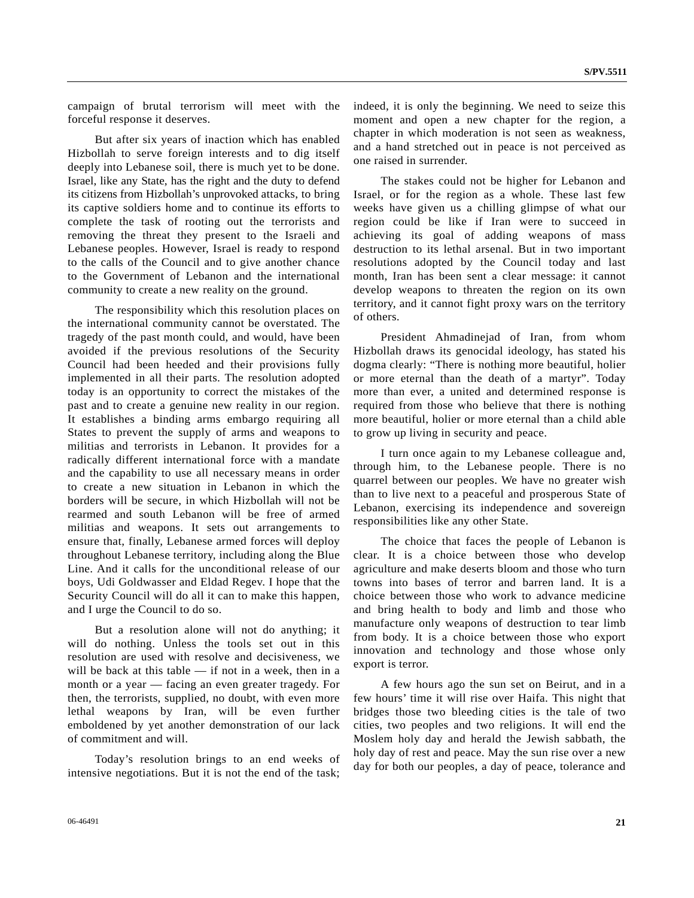campaign of brutal terrorism will meet with the forceful response it deserves.

But after six years of inaction which has enabled Hizbollah to serve foreign interests and to dig itself deeply into Lebanese soil, there is much yet to be done. Israel, like any State, has the right and the duty to defend its citizens from Hizbollah's unprovoked attacks, to bring its captive soldiers home and to continue its efforts to complete the task of rooting out the terrorists and removing the threat they present to the Israeli and Lebanese peoples. However, Israel is ready to respond to the calls of the Council and to give another chance to the Government of Lebanon and the international community to create a new reality on the ground.

The responsibility which this resolution places on the international community cannot be overstated. The tragedy of the past month could, and would, have been avoided if the previous resolutions of the Security Council had been heeded and their provisions fully implemented in all their parts. The resolution adopted today is an opportunity to correct the mistakes of the past and to create a genuine new reality in our region. It establishes a binding arms embargo requiring all States to prevent the supply of arms and weapons to militias and terrorists in Lebanon. It provides for a radically different international force with a mandate and the capability to use all necessary means in order to create a new situation in Lebanon in which the borders will be secure, in which Hizbollah will not be rearmed and south Lebanon will be free of armed militias and weapons. It sets out arrangements to ensure that, finally, Lebanese armed forces will deploy throughout Lebanese territory, including along the Blue Line. And it calls for the unconditional release of our boys, Udi Goldwasser and Eldad Regev. I hope that the Security Council will do all it can to make this happen, and I urge the Council to do so.

But a resolution alone will not do anything; it will do nothing. Unless the tools set out in this resolution are used with resolve and decisiveness, we will be back at this table — if not in a week, then in a month or a year — facing an even greater tragedy. For then, the terrorists, supplied, no doubt, with even more lethal weapons by Iran, will be even further emboldened by yet another demonstration of our lack of commitment and will.

Today's resolution brings to an end weeks of intensive negotiations. But it is not the end of the task; indeed, it is only the beginning. We need to seize this moment and open a new chapter for the region, a chapter in which moderation is not seen as weakness, and a hand stretched out in peace is not perceived as one raised in surrender.

The stakes could not be higher for Lebanon and Israel, or for the region as a whole. These last few weeks have given us a chilling glimpse of what our region could be like if Iran were to succeed in achieving its goal of adding weapons of mass destruction to its lethal arsenal. But in two important resolutions adopted by the Council today and last month, Iran has been sent a clear message: it cannot develop weapons to threaten the region on its own territory, and it cannot fight proxy wars on the territory of others.

President Ahmadinejad of Iran, from whom Hizbollah draws its genocidal ideology, has stated his dogma clearly: "There is nothing more beautiful, holier or more eternal than the death of a martyr". Today more than ever, a united and determined response is required from those who believe that there is nothing more beautiful, holier or more eternal than a child able to grow up living in security and peace.

I turn once again to my Lebanese colleague and, through him, to the Lebanese people. There is no quarrel between our peoples. We have no greater wish than to live next to a peaceful and prosperous State of Lebanon, exercising its independence and sovereign responsibilities like any other State.

The choice that faces the people of Lebanon is clear. It is a choice between those who develop agriculture and make deserts bloom and those who turn towns into bases of terror and barren land. It is a choice between those who work to advance medicine and bring health to body and limb and those who manufacture only weapons of destruction to tear limb from body. It is a choice between those who export innovation and technology and those whose only export is terror.

A few hours ago the sun set on Beirut, and in a few hours' time it will rise over Haifa. This night that bridges those two bleeding cities is the tale of two cities, two peoples and two religions. It will end the Moslem holy day and herald the Jewish sabbath, the holy day of rest and peace. May the sun rise over a new day for both our peoples, a day of peace, tolerance and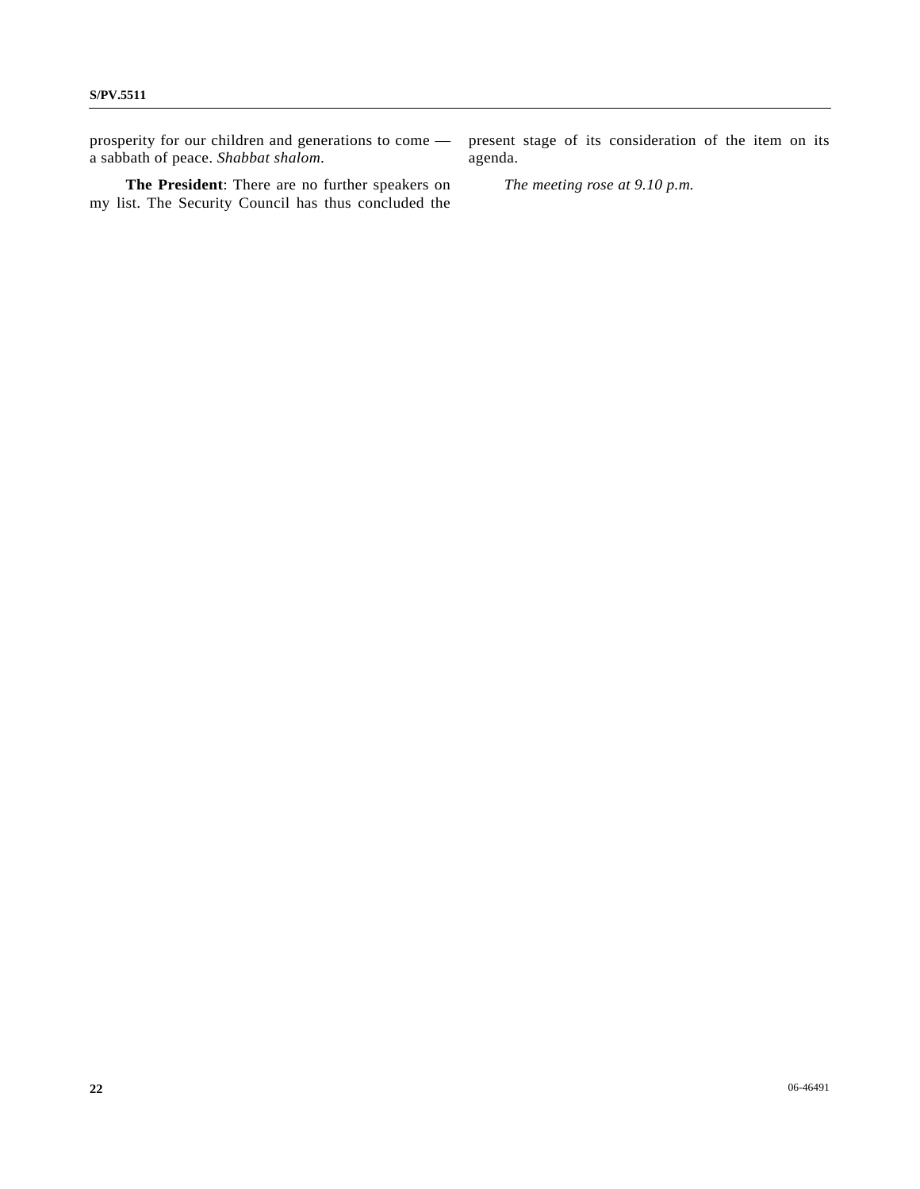prosperity for our children and generations to come — a sabbath of peace. *Shabbat shalom*.

**The President**: There are no further speakers on my list. The Security Council has thus concluded the present stage of its consideration of the item on its agenda.

*The meeting rose at 9.10 p.m.*